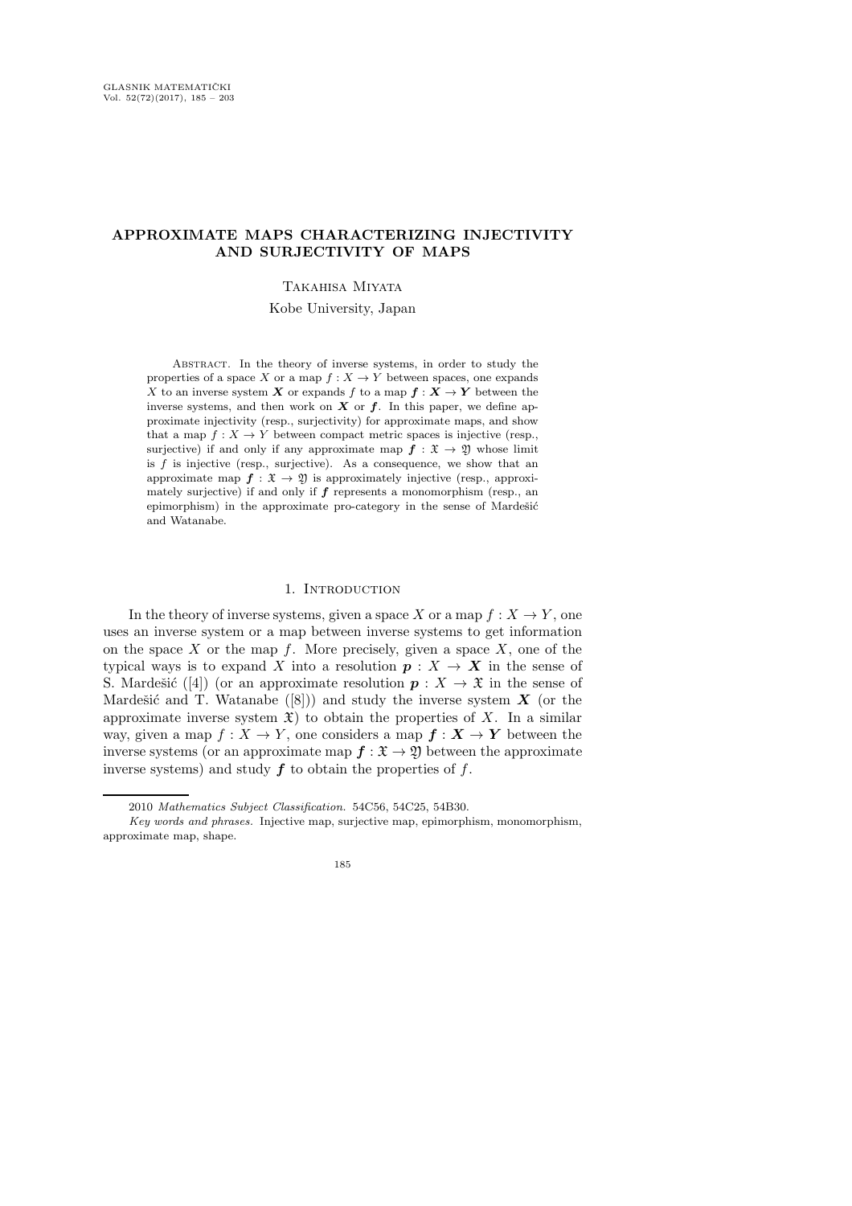# APPROXIMATE MAPS CHARACTERIZING INJECTIVITY AND SURJECTIVITY OF MAPS

Takahisa Miyata

Kobe University, Japan

Abstract. In the theory of inverse systems, in order to study the properties of a space $X$ or a map $f : X \to Y$ between spaces, one expands $X$ to an inverse system $\boldsymbol{X}$ or expands $f$ to a map $\boldsymbol{f} : \boldsymbol{X} \to \boldsymbol{Y}$ between the inverse systems, and then work on $\boldsymbol{X}$ or $\boldsymbol{f}$. In this paper, we define approximate injectivity (resp., surjectivity) for approximate maps, and show that a map $f : X \to Y$ between compact metric spaces is injective (resp., surjective) if and only if any approximate map $\boldsymbol{f} : \mathfrak{X} \to \mathfrak{Y}$ whose limit is $f$ is injective (resp., surjective). As a consequence, we show that an approximate map $\boldsymbol{f} : \mathfrak{X} \to \mathfrak{Y}$ is approximately injective (resp., approximately surjective) if and only if $\boldsymbol{f}$ represents a monomorphism (resp., an epimorphism) in the approximate pro-category in the sense of Mardešić and Watanabe.

## 1. Introduction

In the theory of inverse systems, given a space $X$ or a map $f : X \to Y$, one uses an inverse system or a map between inverse systems to get information on the space $X$ or the map $f$. More precisely, given a space $X$, one of the typical ways is to expand $X$ into a resolution $\boldsymbol{p} : X \to \boldsymbol{X}$ in the sense of S. Mardešić ([4]) (or an approximate resolution $\boldsymbol{p} : X \to \mathfrak{X}$ in the sense of Mardešić and T. Watanabe ([8])) and study the inverse system $\boldsymbol{X}$ (or the approximate inverse system $\mathfrak{X}$) to obtain the properties of $X$. In a similar way, given a map $f : X \to Y$, one considers a map $\boldsymbol{f} : \boldsymbol{X} \to \boldsymbol{Y}$ between the inverse systems (or an approximate map $\boldsymbol{f} : \mathfrak{X} \to \mathfrak{Y}$ between the approximate inverse systems) and study $\boldsymbol{f}$ to obtain the properties of $f$.

---

2010 *Mathematics Subject Classification.* 54C56, 54C25, 54B30.

*Key words and phrases.* Injective map, surjective map, epimorphism, monomorphism, approximate map, shape.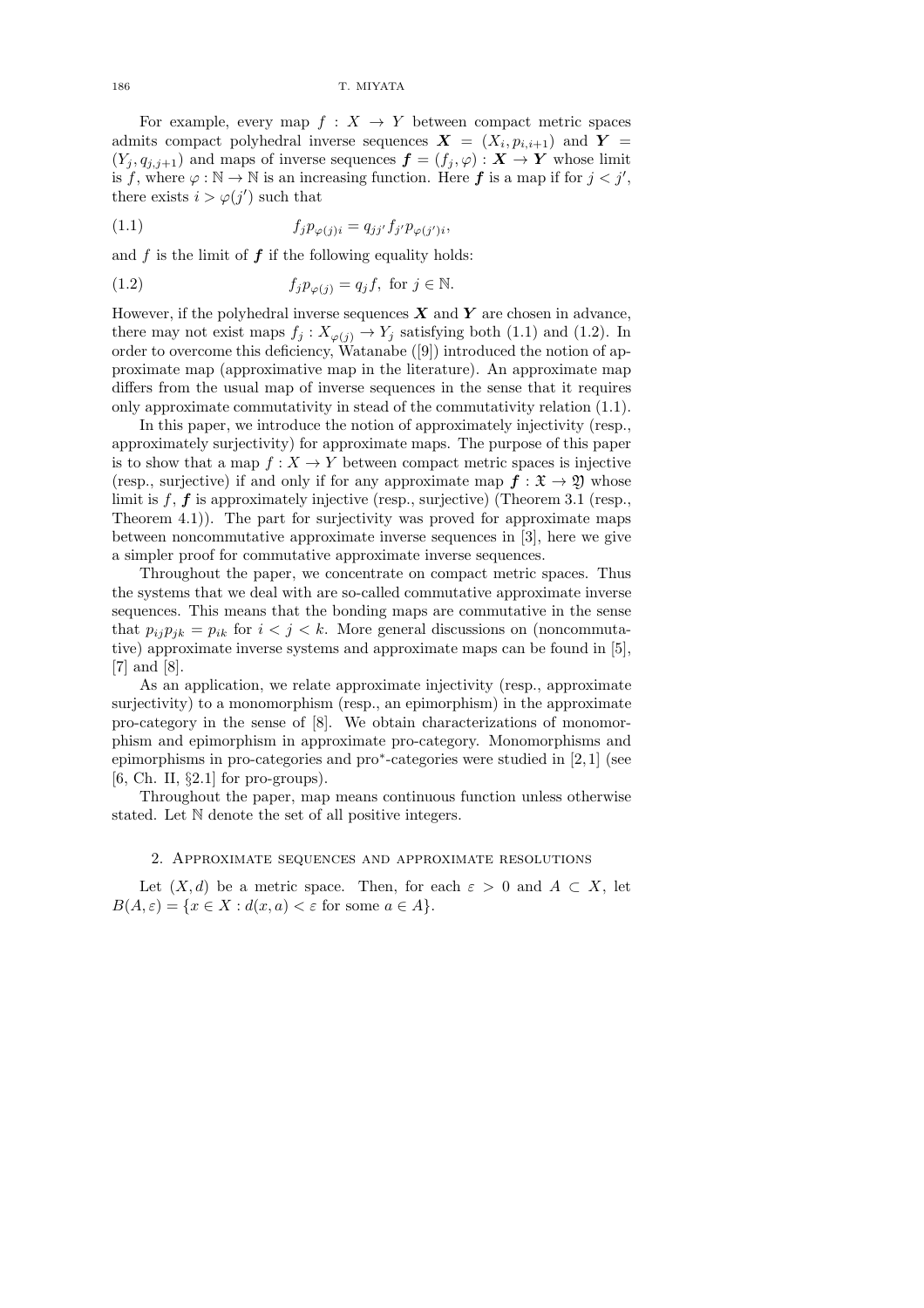For example, every map $f : X \to Y$ between compact metric spaces admits compact polyhedral inverse sequences $\boldsymbol{X} = (X_i, p_{i,i+1})$ and $\boldsymbol{Y} = (Y_j, q_{j,j+1})$ and maps of inverse sequences $\boldsymbol{f} = (f_j, \varphi) : \boldsymbol{X} \to \boldsymbol{Y}$ whose limit is $f$, where $\varphi : \mathbb{N} \to \mathbb{N}$ is an increasing function. Here $\boldsymbol{f}$ is a map if for $j < j'$, there exists $i > \varphi(j')$ such that

$$f_j p_{\varphi(j)i} = q_{jj'} f_{j'} p_{\varphi(j')i}, \tag{1.1}$$

and $f$ is the limit of $\boldsymbol{f}$ if the following equality holds:

$$f_j p_{\varphi(j)} = q_j f, \text{ for } j \in \mathbb{N}. \tag{1.2}$$

However, if the polyhedral inverse sequences $\boldsymbol{X}$ and $\boldsymbol{Y}$ are chosen in advance, there may not exist maps $f_j : X_{\varphi(j)} \to Y_j$ satisfying both (1.1) and (1.2). In order to overcome this deficiency, Watanabe ([9]) introduced the notion of approximate map (approximative map in the literature). An approximate map differs from the usual map of inverse sequences in the sense that it requires only approximate commutativity in stead of the commutativity relation (1.1).

In this paper, we introduce the notion of approximately injectivity (resp., approximately surjectivity) for approximate maps. The purpose of this paper is to show that a map $f : X \to Y$ between compact metric spaces is injective (resp., surjective) if and only if for any approximate map $\boldsymbol{f} : \mathfrak{X} \to \mathfrak{Y}$ whose limit is $f$, $\boldsymbol{f}$ is approximately injective (resp., surjective) (Theorem 3.1 (resp., Theorem 4.1)). The part for surjectivity was proved for approximate maps between noncommutative approximate inverse sequences in [3], here we give a simpler proof for commutative approximate inverse sequences.

Throughout the paper, we concentrate on compact metric spaces. Thus the systems that we deal with are so-called commutative approximate inverse sequences. This means that the bonding maps are commutative in the sense that $p_{ij} p_{jk} = p_{ik}$ for $i < j < k$. More general discussions on (noncommutative) approximate inverse systems and approximate maps can be found in [5], [7] and [8].

As an application, we relate approximate injectivity (resp., approximate surjectivity) to a monomorphism (resp., an epimorphism) in the approximate pro-category in the sense of [8]. We obtain characterizations of monomorphism and epimorphism in approximate pro-category. Monomorphisms and epimorphisms in pro-categories and pro$^*$-categories were studied in [2,1] (see [6, Ch. II, §2.1] for pro-groups).

Throughout the paper, map means continuous function unless otherwise stated. Let $\mathbb{N}$ denote the set of all positive integers.

## 2. Approximate sequences and approximate resolutions

Let $(X, d)$ be a metric space. Then, for each $\varepsilon > 0$ and $A \subset X$, let $B(A, \varepsilon) = \{x \in X : d(x, a) < \varepsilon \text{ for some } a \in A\}$.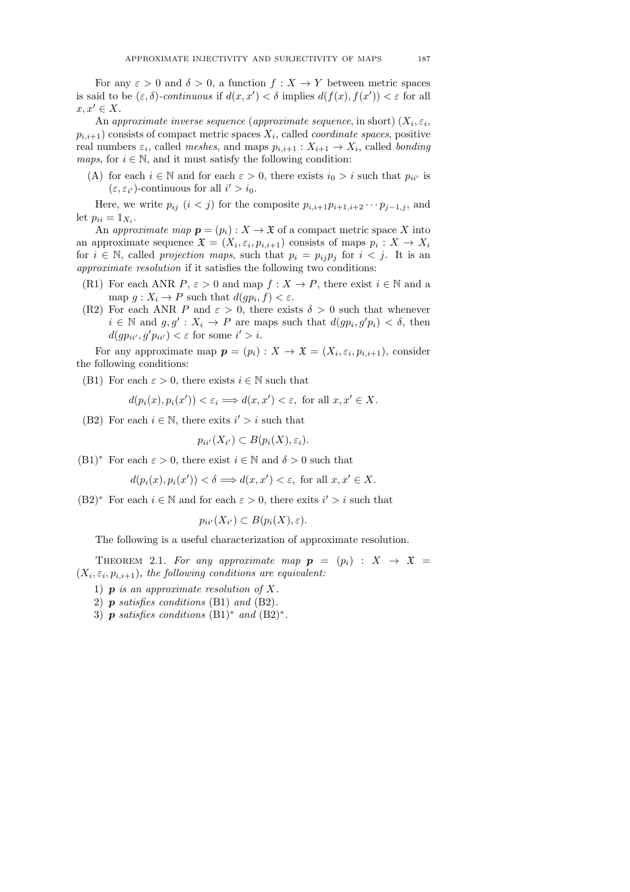For any $\varepsilon > 0$ and $\delta > 0$, a function $f : X \to Y$ between metric spaces is said to be $(\varepsilon, \delta)$-*continuous* if $d(x, x') < \delta$ implies $d(f(x), f(x')) < \varepsilon$ for all $x, x' \in X$.

An *approximate inverse sequence* (*approximate sequence*, in short) $(X_i, \varepsilon_i, p_{i,i+1})$ consists of compact metric spaces $X_i$, called *coordinate spaces*, positive real numbers $\varepsilon_i$, called *meshes*, and maps $p_{i,i+1} : X_{i+1} \to X_i$, called *bonding maps*, for $i \in \mathbb{N}$, and it must satisfy the following condition:

(A) for each $i \in \mathbb{N}$ and for each $\varepsilon > 0$, there exists $i_0 > i$ such that $p_{ii'}$ is $(\varepsilon, \varepsilon_{i'})$-continuous for all $i' > i_0$.

Here, we write $p_{ij}$ $(i < j)$ for the composite $p_{i,i+1}p_{i+1,i+2} \cdots p_{j-1,j}$, and let $p_{ii} = 1_{X_i}$.

An *approximate map* $\boldsymbol{p} = (p_i) : X \to \mathfrak{X}$ of a compact metric space $X$ into an approximate sequence $\mathfrak{X} = (X_i, \varepsilon_i, p_{i,i+1})$ consists of maps $p_i : X \to X_i$ for $i \in \mathbb{N}$, called *projection maps*, such that $p_i = p_{ij}p_j$ for $i < j$. It is an *approximate resolution* if it satisfies the following two conditions:

(R1) For each ANR $P$, $\varepsilon > 0$ and map $f : X \to P$, there exist $i \in \mathbb{N}$ and a map $g : X_i \to P$ such that $d(gp_i, f) < \varepsilon$.

(R2) For each ANR $P$ and $\varepsilon > 0$, there exists $\delta > 0$ such that whenever $i \in \mathbb{N}$ and $g, g' : X_i \to P$ are maps such that $d(gp_i, g'p_i) < \delta$, then $d(gp_{ii'}, g'p_{ii'}) < \varepsilon$ for some $i' > i$.

For any approximate map $\boldsymbol{p} = (p_i) : X \to \mathfrak{X} = (X_i, \varepsilon_i, p_{i,i+1})$, consider the following conditions:

(B1) For each $\varepsilon > 0$, there exists $i \in \mathbb{N}$ such that

$$d(p_i(x), p_i(x')) < \varepsilon_i \Longrightarrow d(x, x') < \varepsilon, \text{ for all } x, x' \in X.$$

(B2) For each $i \in \mathbb{N}$, there exits $i' > i$ such that

$$p_{ii'}(X_{i'}) \subset B(p_i(X), \varepsilon_i).$$

(B1)$^*$ For each $\varepsilon > 0$, there exist $i \in \mathbb{N}$ and $\delta > 0$ such that

$$d(p_i(x), p_i(x')) < \delta \Longrightarrow d(x, x') < \varepsilon, \text{ for all } x, x' \in X.$$

(B2)$^*$ For each $i \in \mathbb{N}$ and for each $\varepsilon > 0$, there exits $i' > i$ such that

$$p_{ii'}(X_{i'}) \subset B(p_i(X), \varepsilon).$$

The following is a useful characterization of approximate resolution.

Theorem 2.1. *For any approximate map $\boldsymbol{p} = (p_i) : X \to \mathfrak{X} = (X_i, \varepsilon_i, p_{i,i+1})$, the following conditions are equivalent:*

1) $\boldsymbol{p}$ *is an approximate resolution of $X$.*
2) $\boldsymbol{p}$ *satisfies conditions* (B1) *and* (B2).
3) $\boldsymbol{p}$ *satisfies conditions* (B1)$^*$ *and* (B2)$^*$.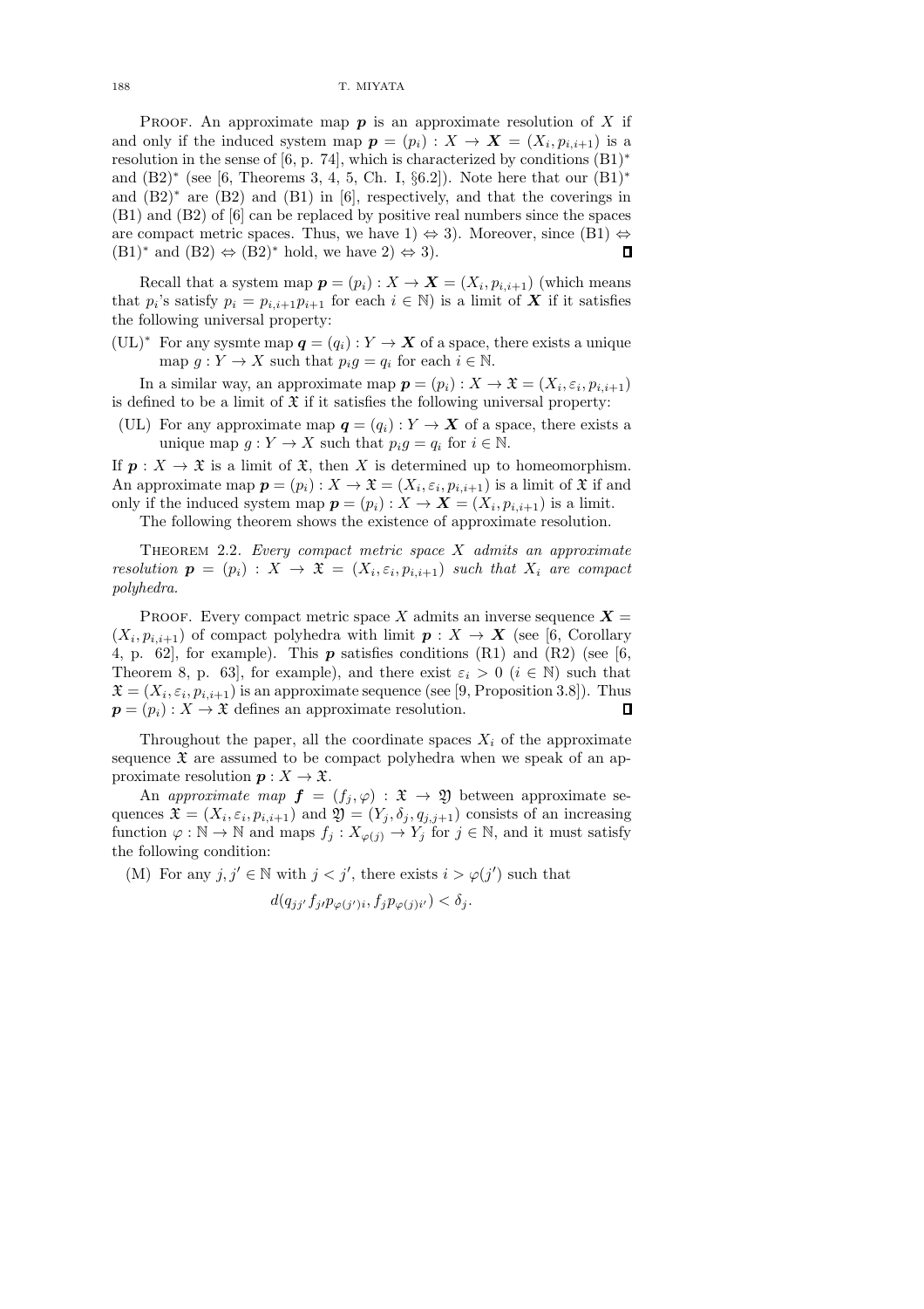PROOF. An approximate map $\boldsymbol{p}$ is an approximate resolution of $X$ if and only if the induced system map $\boldsymbol{p} = (p_i) : X \to \boldsymbol{X} = (X_i, p_{i,i+1})$ is a resolution in the sense of [6, p. 74], which is characterized by conditions (B1)$^*$ and (B2)$^*$ (see [6, Theorems 3, 4, 5, Ch. I, §6.2]). Note here that our (B1)$^*$ and (B2)$^*$ are (B2) and (B1) in [6], respectively, and that the coverings in (B1) and (B2) of [6] can be replaced by positive real numbers since the spaces are compact metric spaces. Thus, we have 1) $\Leftrightarrow$ 3). Moreover, since (B1) $\Leftrightarrow$ (B1)$^*$ and (B2) $\Leftrightarrow$ (B2)$^*$ hold, we have 2) $\Leftrightarrow$ 3). ∎

Recall that a system map $\boldsymbol{p} = (p_i) : X \to \boldsymbol{X} = (X_i, p_{i,i+1})$ (which means that $p_i$'s satisfy $p_i = p_{i,i+1}p_{i+1}$ for each $i \in \mathbb{N}$) is a limit of $\boldsymbol{X}$ if it satisfies the following universal property:

(UL)$^*$ For any sysmte map $\boldsymbol{q} = (q_i) : Y \to \boldsymbol{X}$ of a space, there exists a unique map $g : Y \to X$ such that $p_i g = q_i$ for each $i \in \mathbb{N}$.

In a similar way, an approximate map $\boldsymbol{p} = (p_i) : X \to \mathfrak{X} = (X_i, \varepsilon_i, p_{i,i+1})$ is defined to be a limit of $\mathfrak{X}$ if it satisfies the following universal property:

(UL) For any approximate map $\boldsymbol{q} = (q_i) : Y \to \boldsymbol{X}$ of a space, there exists a unique map $g : Y \to X$ such that $p_i g = q_i$ for $i \in \mathbb{N}$.

If $\boldsymbol{p} : X \to \mathfrak{X}$ is a limit of $\mathfrak{X}$, then $X$ is determined up to homeomorphism. An approximate map $\boldsymbol{p} = (p_i) : X \to \mathfrak{X} = (X_i, \varepsilon_i, p_{i,i+1})$ is a limit of $\mathfrak{X}$ if and only if the induced system map $\boldsymbol{p} = (p_i) : X \to \boldsymbol{X} = (X_i, p_{i,i+1})$ is a limit.

The following theorem shows the existence of approximate resolution.

THEOREM 2.2. *Every compact metric space $X$ admits an approximate resolution $\boldsymbol{p} = (p_i) : X \to \mathfrak{X} = (X_i, \varepsilon_i, p_{i,i+1})$ such that $X_i$ are compact polyhedra.*

PROOF. Every compact metric space $X$ admits an inverse sequence $\boldsymbol{X} = (X_i, p_{i,i+1})$ of compact polyhedra with limit $\boldsymbol{p} : X \to \boldsymbol{X}$ (see [6, Corollary 4, p. 62], for example). This $\boldsymbol{p}$ satisfies conditions (R1) and (R2) (see [6, Theorem 8, p. 63], for example), and there exist $\varepsilon_i > 0$ ($i \in \mathbb{N}$) such that $\mathfrak{X} = (X_i, \varepsilon_i, p_{i,i+1})$ is an approximate sequence (see [9, Proposition 3.8]). Thus $\boldsymbol{p} = (p_i) : X \to \mathfrak{X}$ defines an approximate resolution. ∎

Throughout the paper, all the coordinate spaces $X_i$ of the approximate sequence $\mathfrak{X}$ are assumed to be compact polyhedra when we speak of an approximate resolution $\boldsymbol{p} : X \to \mathfrak{X}$.

An *approximate map* $\boldsymbol{f} = (f_j, \varphi) : \mathfrak{X} \to \mathfrak{Y}$ between approximate sequences $\mathfrak{X} = (X_i, \varepsilon_i, p_{i,i+1})$ and $\mathfrak{Y} = (Y_j, \delta_j, q_{j,j+1})$ consists of an increasing function $\varphi : \mathbb{N} \to \mathbb{N}$ and maps $f_j : X_{\varphi(j)} \to Y_j$ for $j \in \mathbb{N}$, and it must satisfy the following condition:

(M) For any $j, j' \in \mathbb{N}$ with $j < j'$, there exists $i > \varphi(j')$ such that

$$d(q_{jj'} f_{j'} p_{\varphi(j')i}, f_j p_{\varphi(j)i'}) < \delta_j.$$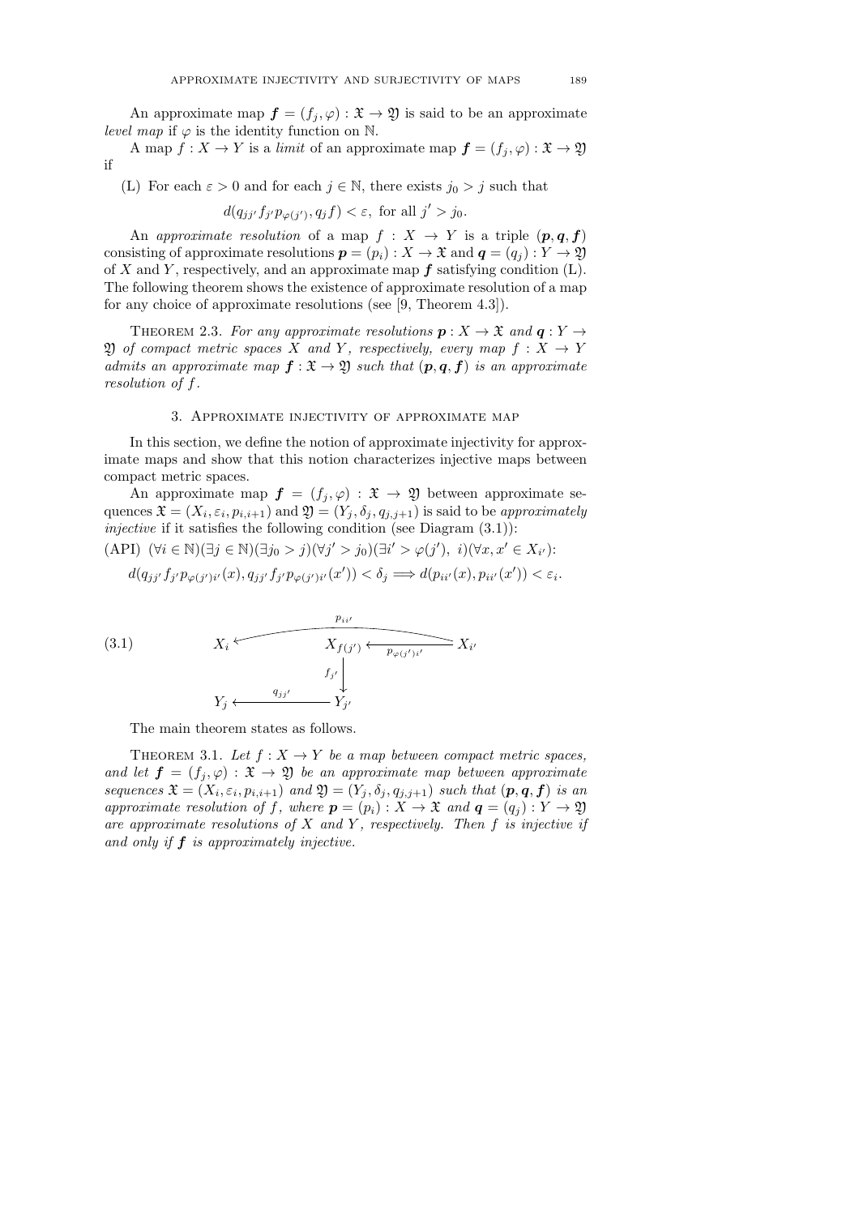An approximate map $\boldsymbol{f} = (f_j, \varphi) : \mathfrak{X} \to \mathfrak{Y}$ is said to be an approximate *level map* if $\varphi$ is the identity function on $\mathbb{N}$.

A map $f : X \to Y$ is a *limit* of an approximate map $\boldsymbol{f} = (f_j, \varphi) : \mathfrak{X} \to \mathfrak{Y}$ if

(L) For each $\varepsilon > 0$ and for each $j \in \mathbb{N}$, there exists $j_0 > j$ such that

$$d(q_{jj'} f_{j'} p_{\varphi(j')}, q_j f) < \varepsilon, \text{ for all } j' > j_0.$$

An *approximate resolution* of a map $f : X \to Y$ is a triple $(\boldsymbol{p}, \boldsymbol{q}, \boldsymbol{f})$ consisting of approximate resolutions $\boldsymbol{p} = (p_i) : X \to \mathfrak{X}$ and $\boldsymbol{q} = (q_j) : Y \to \mathfrak{Y}$ of $X$ and $Y$, respectively, and an approximate map $\boldsymbol{f}$ satisfying condition (L). The following theorem shows the existence of approximate resolution of a map for any choice of approximate resolutions (see [9, Theorem 4.3]).

Theorem 2.3. *For any approximate resolutions $\boldsymbol{p} : X \to \mathfrak{X}$ and $\boldsymbol{q} : Y \to \mathfrak{Y}$ of compact metric spaces $X$ and $Y$, respectively, every map $f : X \to Y$ admits an approximate map $\boldsymbol{f} : \mathfrak{X} \to \mathfrak{Y}$ such that $(\boldsymbol{p}, \boldsymbol{q}, \boldsymbol{f})$ is an approximate resolution of $f$.*

## 3. Approximate injectivity of approximate map

In this section, we define the notion of approximate injectivity for approximate maps and show that this notion characterizes injective maps between compact metric spaces.

An approximate map $\boldsymbol{f} = (f_j, \varphi) : \mathfrak{X} \to \mathfrak{Y}$ between approximate sequences $\mathfrak{X} = (X_i, \varepsilon_i, p_{i,i+1})$ and $\mathfrak{Y} = (Y_j, \delta_j, q_{j,j+1})$ is said to be *approximately injective* if it satisfies the following condition (see Diagram (3.1)):

(API) $(\forall i \in \mathbb{N})(\exists j \in \mathbb{N})(\exists j_0 > j)(\forall j' > j_0)(\exists i' > \varphi(j'),\ i)(\forall x, x' \in X_{i'})$:

$$d(q_{jj'} f_{j'} p_{\varphi(j')i'}(x), q_{jj'} f_{j'} p_{\varphi(j')i'}(x')) < \delta_j \Longrightarrow d(p_{ii'}(x), p_{ii'}(x')) < \varepsilon_i.$$

$$\begin{array}{ccccc} X_i & \xleftarrow{\quad\quad p_{ii'} \quad\quad} & & & X_{i'} \\ & & X_{f(j')} & \xleftarrow{p_{\varphi(j')i'}} & X_{i'} \\ & & \downarrow f_{j'} & & \\ Y_j & \xleftarrow{q_{jj'}} & Y_{j'} & & \end{array} \tag{3.1}$$

The main theorem states as follows.

Theorem 3.1. *Let $f : X \to Y$ be a map between compact metric spaces, and let $\boldsymbol{f} = (f_j, \varphi) : \mathfrak{X} \to \mathfrak{Y}$ be an approximate map between approximate sequences $\mathfrak{X} = (X_i, \varepsilon_i, p_{i,i+1})$ and $\mathfrak{Y} = (Y_j, \delta_j, q_{j,j+1})$ such that $(\boldsymbol{p}, \boldsymbol{q}, \boldsymbol{f})$ is an approximate resolution of $f$, where $\boldsymbol{p} = (p_i) : X \to \mathfrak{X}$ and $\boldsymbol{q} = (q_j) : Y \to \mathfrak{Y}$ are approximate resolutions of $X$ and $Y$, respectively. Then $f$ is injective if and only if $\boldsymbol{f}$ is approximately injective.*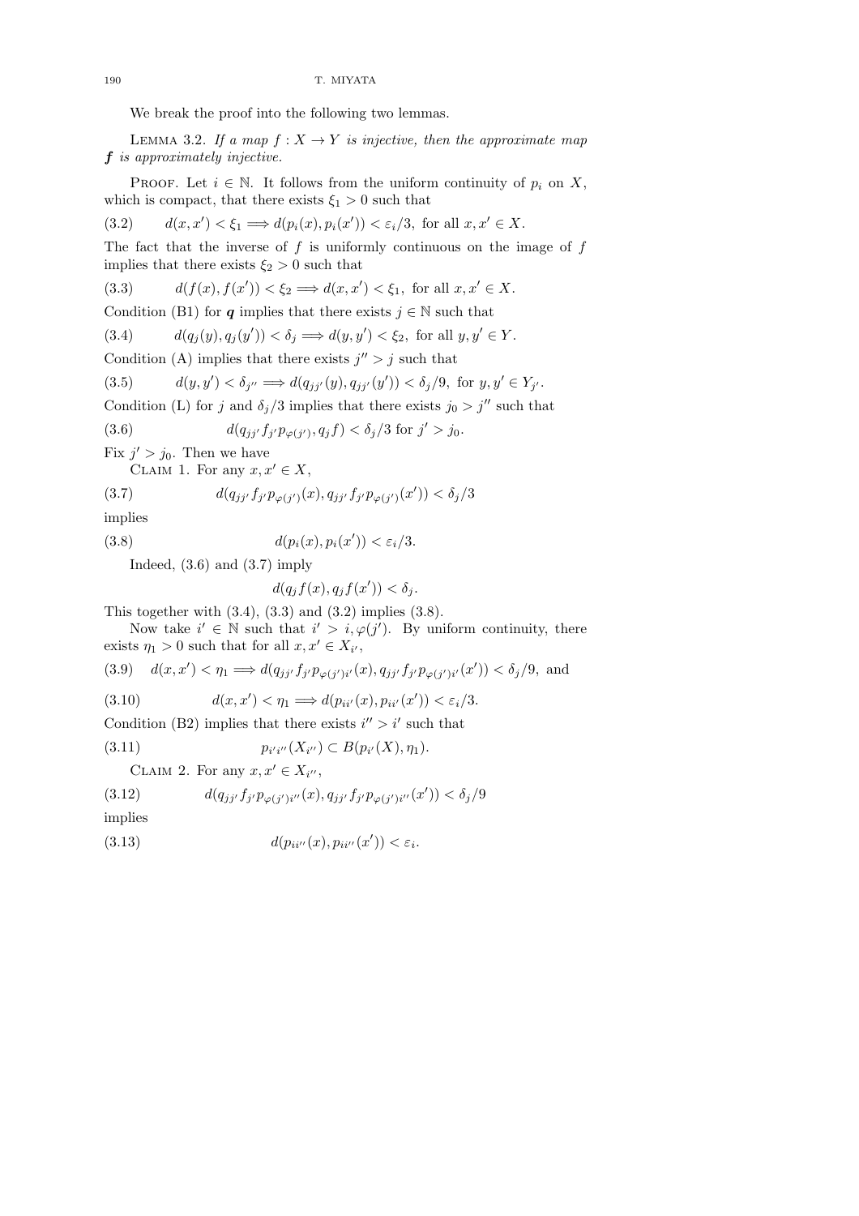We break the proof into the following two lemmas.

Lemma 3.2. *If a map $f : X \to Y$ is injective, then the approximate map $\boldsymbol{f}$ is approximately injective.*

Proof. Let $i \in \mathbb{N}$. It follows from the uniform continuity of $p_i$ on $X$, which is compact, that there exists $\xi_1 > 0$ such that

$$d(x, x') < \xi_1 \Longrightarrow d(p_i(x), p_i(x')) < \varepsilon_i/3, \text{ for all } x, x' \in X. \tag{3.2}$$

The fact that the inverse of $f$ is uniformly continuous on the image of $f$ implies that there exists $\xi_2 > 0$ such that

$$d(f(x), f(x')) < \xi_2 \Longrightarrow d(x, x') < \xi_1, \text{ for all } x, x' \in X. \tag{3.3}$$

Condition (B1) for $\boldsymbol{q}$ implies that there exists $j \in \mathbb{N}$ such that

$$d(q_j(y), q_j(y')) < \delta_j \Longrightarrow d(y, y') < \xi_2, \text{ for all } y, y' \in Y. \tag{3.4}$$

Condition (A) implies that there exists $j'' > j$ such that

$$d(y, y') < \delta_{j''} \Longrightarrow d(q_{jj'}(y), q_{jj'}(y')) < \delta_j/9, \text{ for } y, y' \in Y_{j'}. \tag{3.5}$$

Condition (L) for $j$ and $\delta_j/3$ implies that there exists $j_0 > j''$ such that

$$d(q_{jj'} f_{j'} p_{\varphi(j')}, q_j f) < \delta_j/3 \text{ for } j' > j_0. \tag{3.6}$$

Fix $j' > j_0$. Then we have

Claim 1. For any $x, x' \in X$,

$$d(q_{jj'} f_{j'} p_{\varphi(j')}(x), q_{jj'} f_{j'} p_{\varphi(j')}(x')) < \delta_j/3 \tag{3.7}$$

implies

$$d(p_i(x), p_i(x')) < \varepsilon_i/3. \tag{3.8}$$

Indeed, (3.6) and (3.7) imply

$$d(q_j f(x), q_j f(x')) < \delta_j.$$

This together with (3.4), (3.3) and (3.2) implies (3.8).

Now take $i' \in \mathbb{N}$ such that $i' > i, \varphi(j')$. By uniform continuity, there exists $\eta_1 > 0$ such that for all $x, x' \in X_{i'}$,

$$d(x, x') < \eta_1 \Longrightarrow d(q_{jj'} f_{j'} p_{\varphi(j')i'}(x), q_{jj'} f_{j'} p_{\varphi(j')i'}(x')) < \delta_j/9, \text{ and} \tag{3.9}$$

$$d(x, x') < \eta_1 \Longrightarrow d(p_{ii'}(x), p_{ii'}(x')) < \varepsilon_i/3. \tag{3.10}$$

Condition (B2) implies that there exists $i'' > i'$ such that

$$p_{i'i''}(X_{i''}) \subset B(p_{i'}(X), \eta_1). \tag{3.11}$$

Claim 2. For any $x, x' \in X_{i''}$,

$$d(q_{jj'} f_{j'} p_{\varphi(j')i''}(x), q_{jj'} f_{j'} p_{\varphi(j')i''}(x')) < \delta_j/9 \tag{3.12}$$

implies

$$d(p_{ii''}(x), p_{ii''}(x')) < \varepsilon_i. \tag{3.13}$$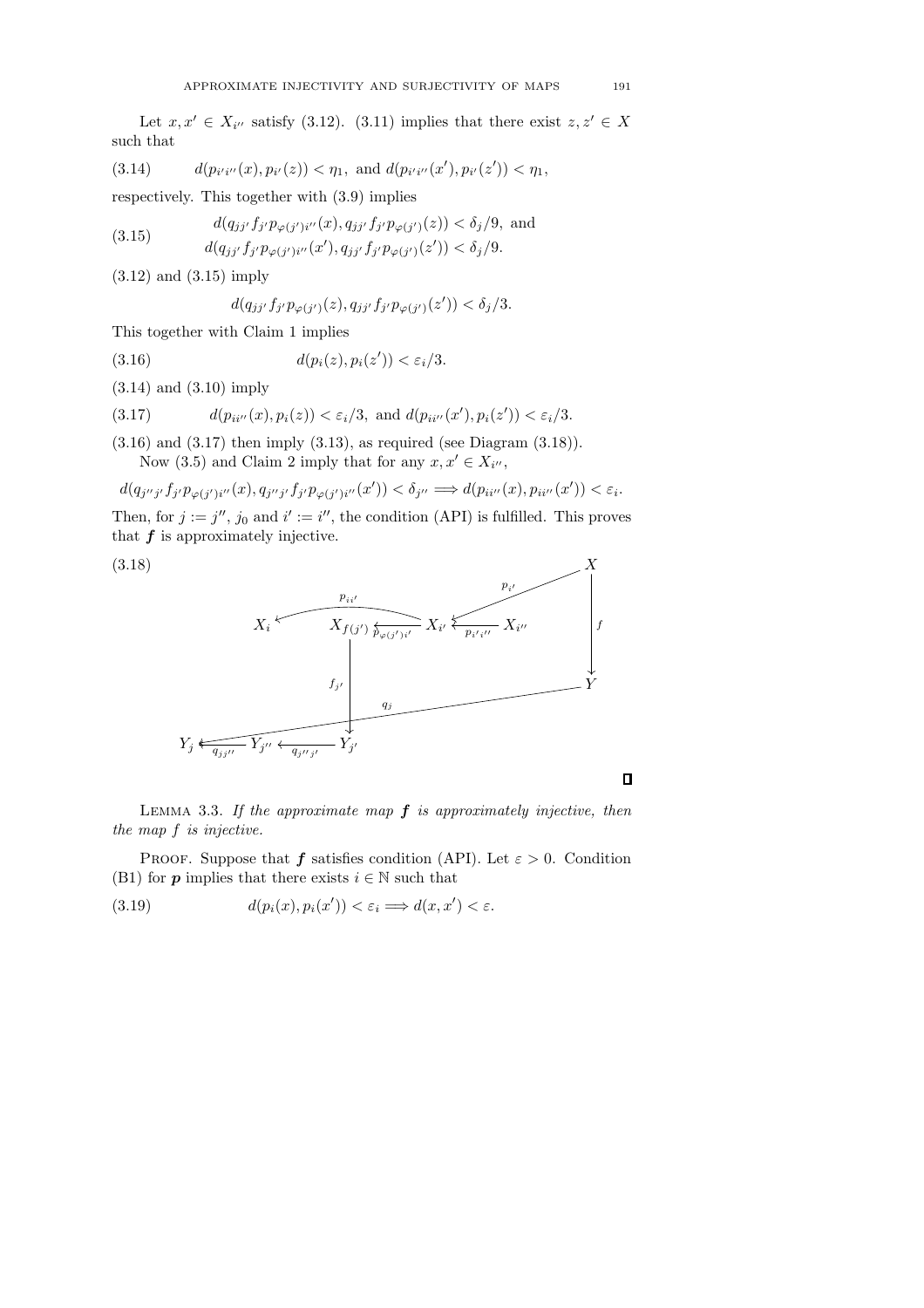Let $x, x' \in X_{i''}$ satisfy (3.12). (3.11) implies that there exist $z, z' \in X$ such that

$$d(p_{i'i''}(x), p_{i'}(z)) < \eta_1, \text{ and } d(p_{i'i''}(x'), p_{i'}(z')) < \eta_1, \tag{3.14}$$

respectively. This together with (3.9) implies

$$\begin{aligned} &d(q_{jj'}f_{j'}p_{\varphi(j')i''}(x), q_{jj'}f_{j'}p_{\varphi(j')}(z)) < \delta_j/9, \text{ and} \\ &d(q_{jj'}f_{j'}p_{\varphi(j')i''}(x'), q_{jj'}f_{j'}p_{\varphi(j')}(z')) < \delta_j/9. \end{aligned} \tag{3.15}$$

(3.12) and (3.15) imply

$$d(q_{jj'}f_{j'}p_{\varphi(j')}(z), q_{jj'}f_{j'}p_{\varphi(j')}(z')) < \delta_j/3.$$

This together with Claim 1 implies

$$d(p_i(z), p_i(z')) < \varepsilon_i/3. \tag{3.16}$$

(3.14) and (3.10) imply

$$d(p_{ii''}(x), p_i(z)) < \varepsilon_i/3, \text{ and } d(p_{ii''}(x'), p_i(z')) < \varepsilon_i/3. \tag{3.17}$$

(3.16) and (3.17) then imply (3.13), as required (see Diagram (3.18)).

Now (3.5) and Claim 2 imply that for any $x, x' \in X_{i''}$,

$$d(q_{j''j'}f_{j'}p_{\varphi(j')i''}(x), q_{j''j'}f_{j'}p_{\varphi(j')i''}(x')) < \delta_{j''} \Longrightarrow d(p_{ii''}(x), p_{ii''}(x')) < \varepsilon_i.$$

Then, for $j := j''$, $j_0$ and $i' := i''$, the condition (API) is fulfilled. This proves that $\boldsymbol{f}$ is approximately injective.

(3.18)

$X$, $p_{i'}$, $f$, $Y$, $q_j$, $X_i$, $p_{ii'}$, $X_{f(j')}$, $p_{\varphi(j')i'}$, $X_{i'}$, $p_{i'i''}$, $X_{i''}$, $f_{j'}$, $Y_j$, $q_{jj''}$, $Y_{j''}$, $q_{j''j'}$, $Y_{j'}$

∎

LEMMA 3.3. *If the approximate map $\boldsymbol{f}$ is approximately injective, then the map $f$ is injective.*

PROOF. Suppose that $\boldsymbol{f}$ satisfies condition (API). Let $\varepsilon > 0$. Condition (B1) for $\boldsymbol{p}$ implies that there exists $i \in \mathbb{N}$ such that

$$d(p_i(x), p_i(x')) < \varepsilon_i \Longrightarrow d(x, x') < \varepsilon. \tag{3.19}$$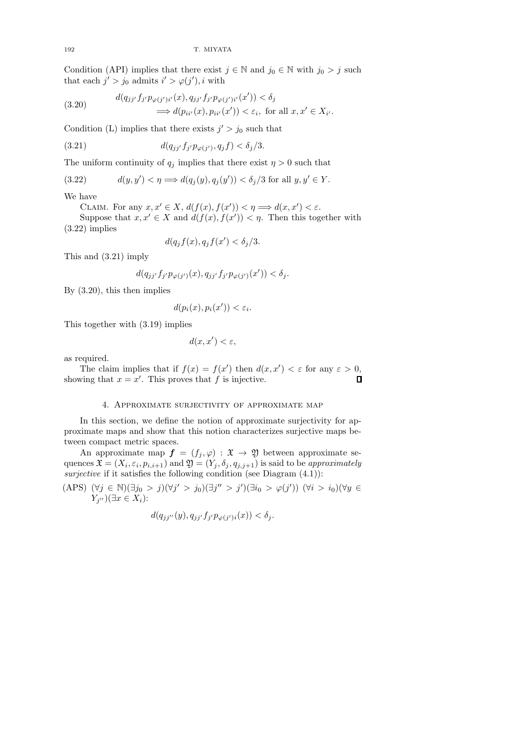Condition (API) implies that there exist $j \in \mathbb{N}$ and $j_0 \in \mathbb{N}$ with $j_0 > j$ such that each $j' > j_0$ admits $i' > \varphi(j'), i$ with

$$
\begin{aligned}
&d(q_{jj'} f_{j'} p_{\varphi(j')i'}(x), q_{jj'} f_{j'} p_{\varphi(j')i'}(x')) < \delta_j \\
&\quad \Longrightarrow d(p_{ii'}(x), p_{ii'}(x')) < \varepsilon_i, \text{ for all } x, x' \in X_{i'}.
\end{aligned} \tag{3.20}
$$

Condition (L) implies that there exists $j' > j_0$ such that

$$
d(q_{jj'} f_{j'} p_{\varphi(j')}, q_j f) < \delta_j/3. \tag{3.21}
$$

The uniform continuity of $q_j$ implies that there exist $\eta > 0$ such that

$$
d(y, y') < \eta \Longrightarrow d(q_j(y), q_j(y')) < \delta_j/3 \text{ for all } y, y' \in Y. \tag{3.22}
$$

We have

Claim. For any $x, x' \in X$, $d(f(x), f(x')) < \eta \Longrightarrow d(x, x') < \varepsilon$.

Suppose that $x, x' \in X$ and $d(f(x), f(x')) < \eta$. Then this together with (3.22) implies

$$
d(q_j f(x), q_j f(x') < \delta_j/3.
$$

This and (3.21) imply

$$
d(q_{jj'} f_{j'} p_{\varphi(j')}(x), q_{jj'} f_{j'} p_{\varphi(j')}(x')) < \delta_j.
$$

By (3.20), this then implies

$$
d(p_i(x), p_i(x')) < \varepsilon_i.
$$

This together with (3.19) implies

$$
d(x, x') < \varepsilon,
$$

as required.

The claim implies that if $f(x) = f(x')$ then $d(x, x') < \varepsilon$ for any $\varepsilon > 0$, showing that $x = x'$. This proves that $f$ is injective. ∎

## 4. Approximate surjectivity of approximate map

In this section, we define the notion of approximate surjectivity for approximate maps and show that this notion characterizes surjective maps between compact metric spaces.

An approximate map $\boldsymbol{f} = (f_j, \varphi) : \mathfrak{X} \to \mathfrak{Y}$ between approximate sequences $\mathfrak{X} = (X_i, \varepsilon_i, p_{i,i+1})$ and $\mathfrak{Y} = (Y_j, \delta_j, q_{j,j+1})$ is said to be *approximately surjective* if it satisfies the following condition (see Diagram (4.1)):

(APS) $(\forall j \in \mathbb{N})(\exists j_0 > j)(\forall j' > j_0)(\exists j'' > j')(\exists i_0 > \varphi(j'))\ (\forall i > i_0)(\forall y \in Y_{j''})(\exists x \in X_i)$:

$$
d(q_{jj''}(y), q_{jj'} f_{j'} p_{\varphi(j')i}(x)) < \delta_j.
$$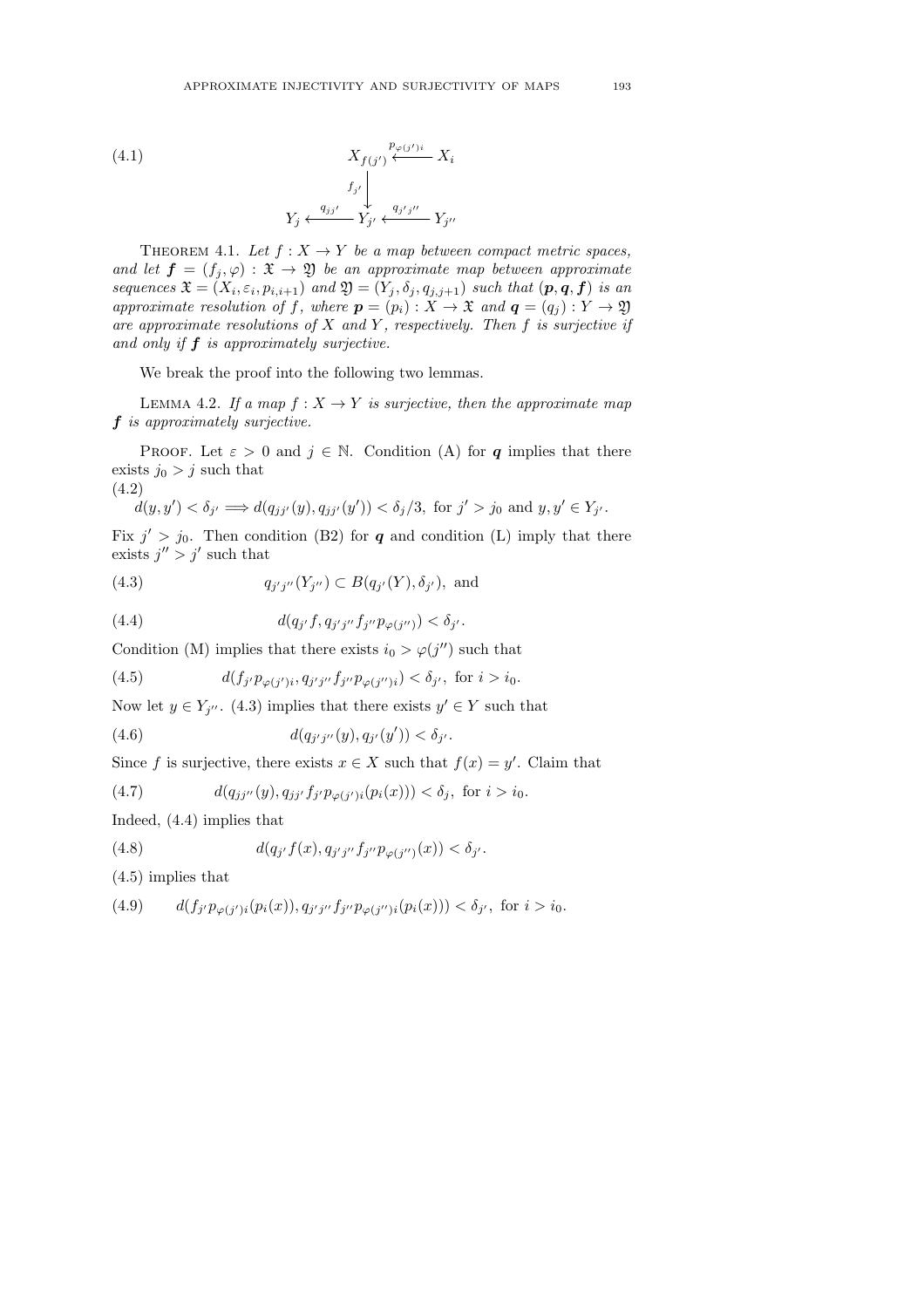$$
\begin{array}{ccccc}
 & & X_{f(j')} & \xleftarrow{p_{\varphi(j')i}} & X_i \\
 & & \Big\downarrow{\scriptstyle f_{j'}} & & \\
Y_j & \xleftarrow{q_{jj'}} & Y_{j'} & \xleftarrow{q_{j'j''}} & Y_{j''}
\end{array}
\tag{4.1}
$$

Theorem 4.1. *Let $f : X \to Y$ be a map between compact metric spaces, and let $\boldsymbol{f} = (f_j, \varphi) : \mathfrak{X} \to \mathfrak{Y}$ be an approximate map between approximate sequences $\mathfrak{X} = (X_i, \varepsilon_i, p_{i,i+1})$ and $\mathfrak{Y} = (Y_j, \delta_j, q_{j,j+1})$ such that $(\boldsymbol{p}, \boldsymbol{q}, \boldsymbol{f})$ is an approximate resolution of $f$, where $\boldsymbol{p} = (p_i) : X \to \mathfrak{X}$ and $\boldsymbol{q} = (q_j) : Y \to \mathfrak{Y}$ are approximate resolutions of $X$ and $Y$, respectively. Then $f$ is surjective if and only if $\boldsymbol{f}$ is approximately surjective.*

We break the proof into the following two lemmas.

Lemma 4.2. *If a map $f : X \to Y$ is surjective, then the approximate map $\boldsymbol{f}$ is approximately surjective.*

Proof. Let $\varepsilon > 0$ and $j \in \mathbb{N}$. Condition (A) for $\boldsymbol{q}$ implies that there exists $j_0 > j$ such that

$$
d(y, y') < \delta_{j'} \Longrightarrow d(q_{jj'}(y), q_{jj'}(y')) < \delta_j/3, \text{ for } j' > j_0 \text{ and } y, y' \in Y_{j'}. \tag{4.2}
$$

Fix $j' > j_0$. Then condition (B2) for $\boldsymbol{q}$ and condition (L) imply that there exists $j'' > j'$ such that

$$
q_{j'j''}(Y_{j''}) \subset B(q_{j'}(Y), \delta_{j'}), \text{ and} \tag{4.3}
$$

$$
d(q_{j'} f, q_{j'j''} f_{j''} p_{\varphi(j'')}) < \delta_{j'}. \tag{4.4}
$$

Condition (M) implies that there exists $i_0 > \varphi(j'')$ such that

$$
d(f_{j'} p_{\varphi(j')i}, q_{j'j''} f_{j''} p_{\varphi(j'')i}) < \delta_{j'}, \text{ for } i > i_0. \tag{4.5}
$$

Now let $y \in Y_{j''}$. (4.3) implies that there exists $y' \in Y$ such that

$$
d(q_{j'j''}(y), q_{j'}(y')) < \delta_{j'}. \tag{4.6}
$$

Since $f$ is surjective, there exists $x \in X$ such that $f(x) = y'$. Claim that

$$
d(q_{jj''}(y), q_{jj'} f_{j'} p_{\varphi(j')i}(p_i(x))) < \delta_j, \text{ for } i > i_0. \tag{4.7}
$$

Indeed, (4.4) implies that

$$
d(q_{j'} f(x), q_{j'j''} f_{j''} p_{\varphi(j'')}(x)) < \delta_{j'}. \tag{4.8}
$$

(4.5) implies that

$$
d(f_{j'} p_{\varphi(j')i}(p_i(x)), q_{j'j''} f_{j''} p_{\varphi(j'')i}(p_i(x))) < \delta_{j'}, \text{ for } i > i_0. \tag{4.9}
$$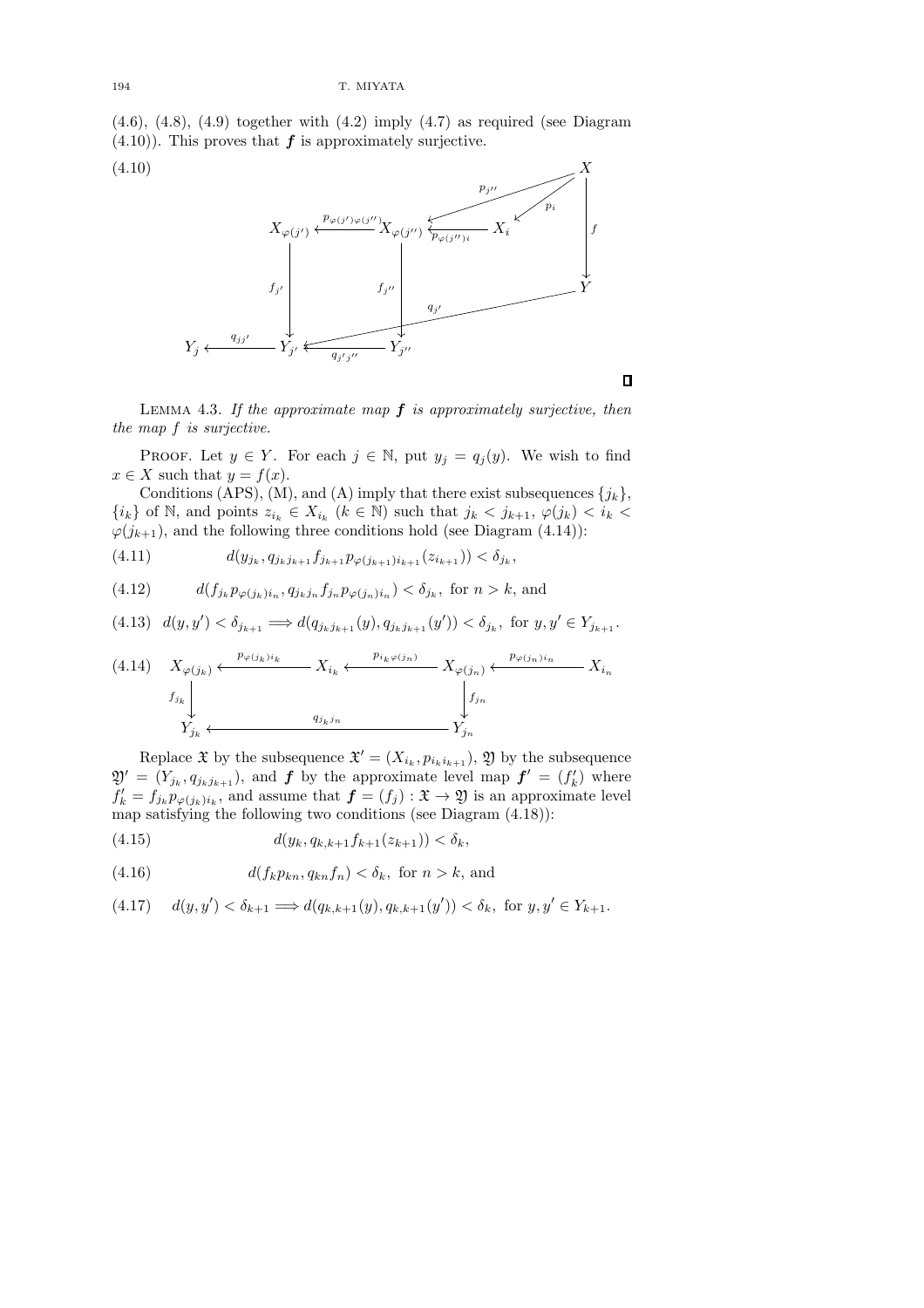(4.6), (4.8), (4.9) together with (4.2) imply (4.7) as required (see Diagram (4.10)). This proves that $\boldsymbol{f}$ is approximately surjective.

$$
\begin{array}{ccccccc}
 & & & & & & X \\
 & & X_{\varphi(j')} & \xleftarrow{p_{\varphi(j')\varphi(j'')}} & X_{\varphi(j'')} & \xleftarrow{p_{\varphi(j'')i}} & X_i \\
 & & \downarrow f_{j'} & & \downarrow f_{j''} & & \\
Y_j & \xleftarrow{q_{jj'}} & Y_{j'} & \xleftarrow{q_{j'j''}} & Y_{j''} & & Y
\end{array}
\tag{4.10}
$$

(with $p_{j''}: X \to X_{\varphi(j'')}$, $p_i: X \to X_i$, $f: X \to Y$, $q_{j'}: Y \to Y_{j'}$) □

**Lemma 4.3.** *If the approximate map $\boldsymbol{f}$ is approximately surjective, then the map $f$ is surjective.*

Proof. Let $y \in Y$. For each $j \in \mathbb{N}$, put $y_j = q_j(y)$. We wish to find $x \in X$ such that $y = f(x)$.

Conditions (APS), (M), and (A) imply that there exist subsequences $\{j_k\}$, $\{i_k\}$ of $\mathbb{N}$, and points $z_{i_k} \in X_{i_k}$ $(k \in \mathbb{N})$ such that $j_k < j_{k+1}$, $\varphi(j_k) < i_k < \varphi(j_{k+1})$, and the following three conditions hold (see Diagram (4.14)):

$$d(y_{j_k}, q_{j_k j_{k+1}} f_{j_{k+1}} p_{\varphi(j_{k+1}) i_{k+1}}(z_{i_{k+1}})) < \delta_{j_k}, \tag{4.11}$$

$$d(f_{j_k} p_{\varphi(j_k) i_n}, q_{j_k j_n} f_{j_n} p_{\varphi(j_n) i_n}) < \delta_{j_k}, \text{ for } n > k, \text{ and} \tag{4.12}$$

$$d(y, y') < \delta_{j_{k+1}} \Longrightarrow d(q_{j_k j_{k+1}}(y), q_{j_k j_{k+1}}(y')) < \delta_{j_k}, \text{ for } y, y' \in Y_{j_{k+1}}. \tag{4.13}$$

$$
\begin{array}{ccccccc}
X_{\varphi(j_k)} & \xleftarrow{p_{\varphi(j_k) i_k}} & X_{i_k} & \xleftarrow{p_{i_k \varphi(j_n)}} & X_{\varphi(j_n)} & \xleftarrow{p_{\varphi(j_n) i_n}} & X_{i_n} \\
\downarrow f_{j_k} & & & & \downarrow f_{j_n} & & \\
Y_{j_k} & & \xleftarrow{\quad q_{j_k j_n} \quad} & & Y_{j_n} & &
\end{array}
\tag{4.14}
$$

Replace $\mathfrak{X}$ by the subsequence $\mathfrak{X}' = (X_{i_k}, p_{i_k i_{k+1}})$, $\mathfrak{Y}$ by the subsequence $\mathfrak{Y}' = (Y_{j_k}, q_{j_k j_{k+1}})$, and $\boldsymbol{f}$ by the approximate level map $\boldsymbol{f}' = (f'_k)$ where $f'_k = f_{j_k} p_{\varphi(j_k) i_k}$, and assume that $\boldsymbol{f} = (f_j) : \mathfrak{X} \to \mathfrak{Y}$ is an approximate level map satisfying the following two conditions (see Diagram (4.18)):

$$d(y_k, q_{k,k+1} f_{k+1}(z_{k+1})) < \delta_k, \tag{4.15}$$

$$d(f_k p_{kn}, q_{kn} f_n) < \delta_k, \text{ for } n > k, \text{ and} \tag{4.16}$$

$$d(y, y') < \delta_{k+1} \Longrightarrow d(q_{k,k+1}(y), q_{k,k+1}(y')) < \delta_k, \text{ for } y, y' \in Y_{k+1}. \tag{4.17}$$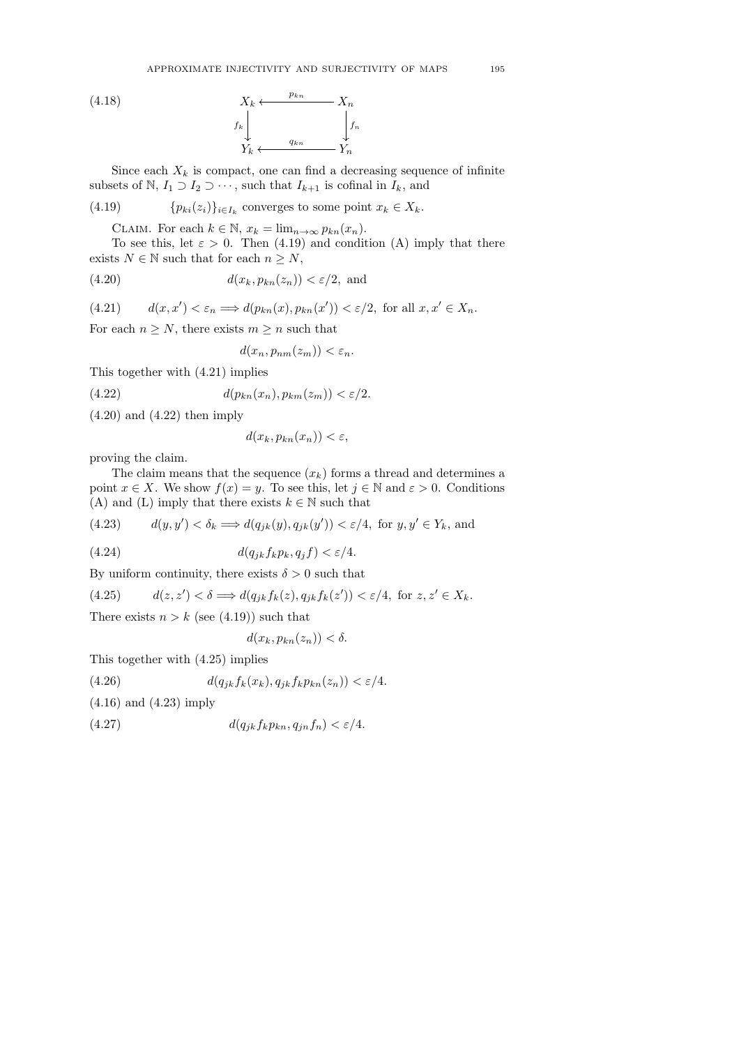$$
\begin{array}{ccc}
X_k & \xleftarrow{\;p_{kn}\;} & X_n \\
{\scriptstyle f_k}\downarrow & & \downarrow{\scriptstyle f_n} \\
Y_k & \xleftarrow{\;q_{kn}\;} & Y_n
\end{array}
\tag{4.18}
$$

Since each $X_k$ is compact, one can find a decreasing sequence of infinite subsets of $\mathbb{N}$, $I_1 \supset I_2 \supset \cdots$, such that $I_{k+1}$ is cofinal in $I_k$, and

$$
\{p_{ki}(z_i)\}_{i \in I_k} \text{ converges to some point } x_k \in X_k. \tag{4.19}
$$

Claim. For each $k \in \mathbb{N}$, $x_k = \lim_{n\to\infty} p_{kn}(x_n)$.

To see this, let $\varepsilon > 0$. Then (4.19) and condition (A) imply that there exists $N \in \mathbb{N}$ such that for each $n \geq N$,

$$
d(x_k, p_{kn}(z_n)) < \varepsilon/2, \text{ and} \tag{4.20}
$$

$$
d(x, x') < \varepsilon_n \Longrightarrow d(p_{kn}(x), p_{kn}(x')) < \varepsilon/2, \text{ for all } x, x' \in X_n. \tag{4.21}
$$

For each $n \geq N$, there exists $m \geq n$ such that

$$
d(x_n, p_{nm}(z_m)) < \varepsilon_n.
$$

This together with (4.21) implies

$$
d(p_{kn}(x_n), p_{km}(z_m)) < \varepsilon/2. \tag{4.22}
$$

(4.20) and (4.22) then imply

$$
d(x_k, p_{kn}(x_n)) < \varepsilon,
$$

proving the claim.

The claim means that the sequence $(x_k)$ forms a thread and determines a point $x \in X$. We show $f(x) = y$. To see this, let $j \in \mathbb{N}$ and $\varepsilon > 0$. Conditions (A) and (L) imply that there exists $k \in \mathbb{N}$ such that

$$
d(y, y') < \delta_k \Longrightarrow d(q_{jk}(y), q_{jk}(y')) < \varepsilon/4, \text{ for } y, y' \in Y_k, \text{ and} \tag{4.23}
$$

$$
d(q_{jk} f_k p_k, q_j f) < \varepsilon/4. \tag{4.24}
$$

By uniform continuity, there exists $\delta > 0$ such that

$$
d(z, z') < \delta \Longrightarrow d(q_{jk} f_k(z), q_{jk} f_k(z')) < \varepsilon/4, \text{ for } z, z' \in X_k. \tag{4.25}
$$

There exists $n > k$ (see (4.19)) such that

$$
d(x_k, p_{kn}(z_n)) < \delta.
$$

This together with (4.25) implies

$$
d(q_{jk} f_k(x_k), q_{jk} f_k p_{kn}(z_n)) < \varepsilon/4. \tag{4.26}
$$

(4.16) and (4.23) imply

$$
d(q_{jk} f_k p_{kn}, q_{jn} f_n) < \varepsilon/4. \tag{4.27}
$$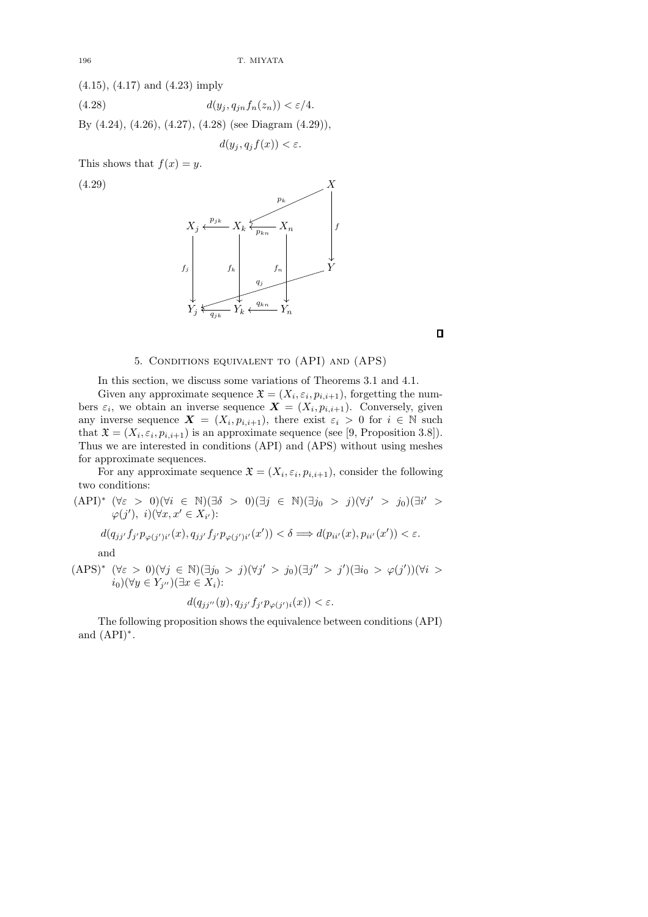(4.15), (4.17) and (4.23) imply

$$d(y_j, q_{jn} f_n(z_n)) < \varepsilon/4. \tag{4.28}$$

By (4.24), (4.26), (4.27), (4.28) (see Diagram (4.29)),

$$d(y_j, q_j f(x)) < \varepsilon.$$

This shows that $f(x) = y$.

$$\begin{array}{ccccccc}
 & & & & & & X \\
 & & & & & \swarrow^{p_k} & \downarrow f \\
X_j & \xleftarrow{p_{jk}} & X_k & \xleftarrow{p_{kn}} & X_n & & \\
\downarrow f_j & & \downarrow f_k & & \downarrow f_n & & Y \\
 & & & & & \swarrow^{q_j} & \\
Y_j & \xleftarrow{q_{jk}} & Y_k & \xleftarrow{q_{kn}} & Y_n & &
\end{array} \tag{4.29}$$

□

## 5. Conditions equivalent to (API) and (APS)

In this section, we discuss some variations of Theorems 3.1 and 4.1.

Given any approximate sequence $\mathfrak{X} = (X_i, \varepsilon_i, p_{i,i+1})$, forgetting the numbers $\varepsilon_i$, we obtain an inverse sequence $\boldsymbol{X} = (X_i, p_{i,i+1})$. Conversely, given any inverse sequence $\boldsymbol{X} = (X_i, p_{i,i+1})$, there exist $\varepsilon_i > 0$ for $i \in \mathbb{N}$ such that $\mathfrak{X} = (X_i, \varepsilon_i, p_{i,i+1})$ is an approximate sequence (see [9, Proposition 3.8]). Thus we are interested in conditions (API) and (APS) without using meshes for approximate sequences.

For any approximate sequence $\mathfrak{X} = (X_i, \varepsilon_i, p_{i,i+1})$, consider the following two conditions:

(API)* $(\forall \varepsilon > 0)(\forall i \in \mathbb{N})(\exists \delta > 0)(\exists j \in \mathbb{N})(\exists j_0 > j)(\forall j' > j_0)(\exists i' > \varphi(j'),\ i)(\forall x, x' \in X_{i'})$:

$$d(q_{jj'} f_{j'} p_{\varphi(j')i'}(x), q_{jj'} f_{j'} p_{\varphi(j')i'}(x')) < \delta \Longrightarrow d(p_{ii'}(x), p_{ii'}(x')) < \varepsilon.$$

and

(APS)* $(\forall \varepsilon > 0)(\forall j \in \mathbb{N})(\exists j_0 > j)(\forall j' > j_0)(\exists j'' > j')(\exists i_0 > \varphi(j'))(\forall i > i_0)(\forall y \in Y_{j''})(\exists x \in X_i)$:

$$d(q_{jj''}(y), q_{jj'} f_{j'} p_{\varphi(j')i}(x)) < \varepsilon.$$

The following proposition shows the equivalence between conditions (API) and (API)*.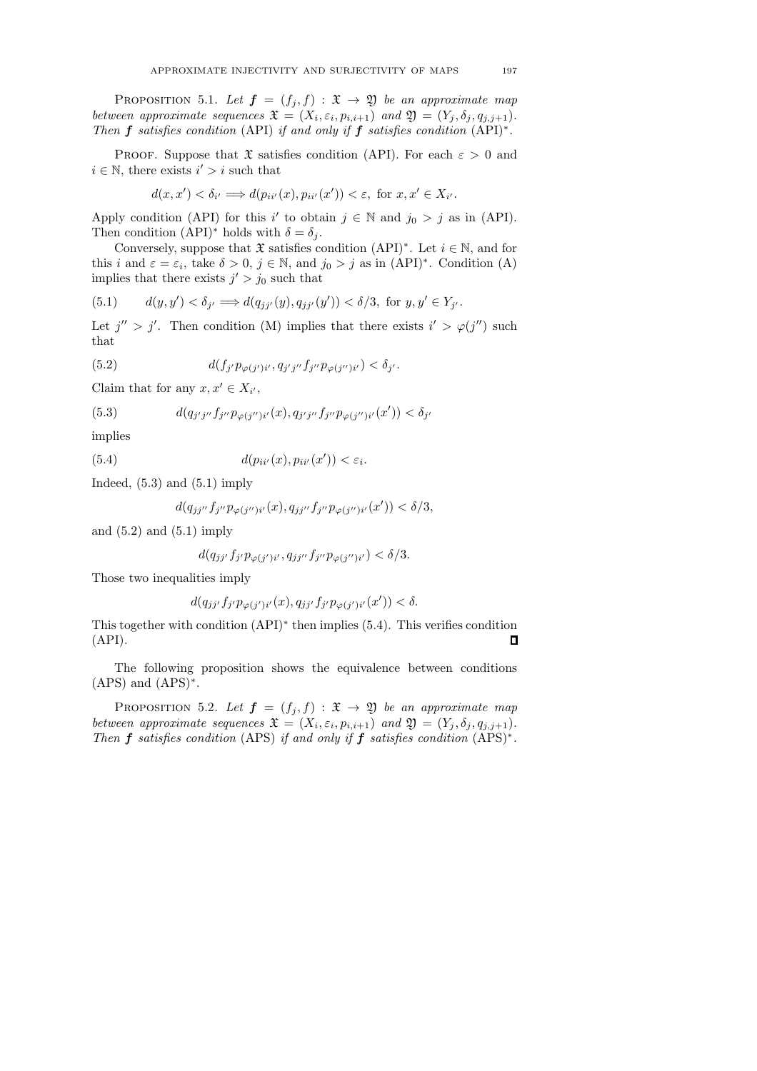Proposition 5.1. *Let $\boldsymbol{f} = (f_j, f) : \mathfrak{X} \to \mathfrak{Y}$ be an approximate map between approximate sequences $\mathfrak{X} = (X_i, \varepsilon_i, p_{i,i+1})$ and $\mathfrak{Y} = (Y_j, \delta_j, q_{j,j+1})$. Then $\boldsymbol{f}$ satisfies condition* (API) *if and only if $\boldsymbol{f}$ satisfies condition* (API)*.

Proof. Suppose that $\mathfrak{X}$ satisfies condition (API). For each $\varepsilon > 0$ and $i \in \mathbb{N}$, there exists $i' > i$ such that

$$d(x, x') < \delta_{i'} \Longrightarrow d(p_{ii'}(x), p_{ii'}(x')) < \varepsilon, \text{ for } x, x' \in X_{i'}.$$

Apply condition (API) for this $i'$ to obtain $j \in \mathbb{N}$ and $j_0 > j$ as in (API). Then condition (API)* holds with $\delta = \delta_j$.

Conversely, suppose that $\mathfrak{X}$ satisfies condition (API)*. Let $i \in \mathbb{N}$, and for this $i$ and $\varepsilon = \varepsilon_i$, take $\delta > 0$, $j \in \mathbb{N}$, and $j_0 > j$ as in (API)*. Condition (A) implies that there exists $j' > j_0$ such that

$$d(y, y') < \delta_{j'} \Longrightarrow d(q_{jj'}(y), q_{jj'}(y')) < \delta/3, \text{ for } y, y' \in Y_{j'}. \tag{5.1}$$

Let $j'' > j'$. Then condition (M) implies that there exists $i' > \varphi(j'')$ such that

$$d(f_{j'}p_{\varphi(j')i'}, q_{j'j''}f_{j''}p_{\varphi(j'')i'}) < \delta_{j'}. \tag{5.2}$$

Claim that for any $x, x' \in X_{i'}$,

$$d(q_{j'j''}f_{j''}p_{\varphi(j'')i'}(x), q_{j'j''}f_{j''}p_{\varphi(j'')i'}(x')) < \delta_{j'} \tag{5.3}$$

implies

$$d(p_{ii'}(x), p_{ii'}(x')) < \varepsilon_i. \tag{5.4}$$

Indeed, (5.3) and (5.1) imply

$$d(q_{jj''}f_{j''}p_{\varphi(j'')i'}(x), q_{jj''}f_{j''}p_{\varphi(j'')i'}(x')) < \delta/3,$$

and (5.2) and (5.1) imply

$$d(q_{jj'}f_{j'}p_{\varphi(j')i'}, q_{jj''}f_{j''}p_{\varphi(j'')i'}) < \delta/3.$$

Those two inequalities imply

$$d(q_{jj'}f_{j'}p_{\varphi(j')i'}(x), q_{jj'}f_{j'}p_{\varphi(j')i'}(x')) < \delta.$$

This together with condition (API)* then implies (5.4). This verifies condition (API). ∎

The following proposition shows the equivalence between conditions (APS) and (APS)*.

Proposition 5.2. *Let $\boldsymbol{f} = (f_j, f) : \mathfrak{X} \to \mathfrak{Y}$ be an approximate map between approximate sequences $\mathfrak{X} = (X_i, \varepsilon_i, p_{i,i+1})$ and $\mathfrak{Y} = (Y_j, \delta_j, q_{j,j+1})$. Then $\boldsymbol{f}$ satisfies condition* (APS) *if and only if $\boldsymbol{f}$ satisfies condition* (APS)*.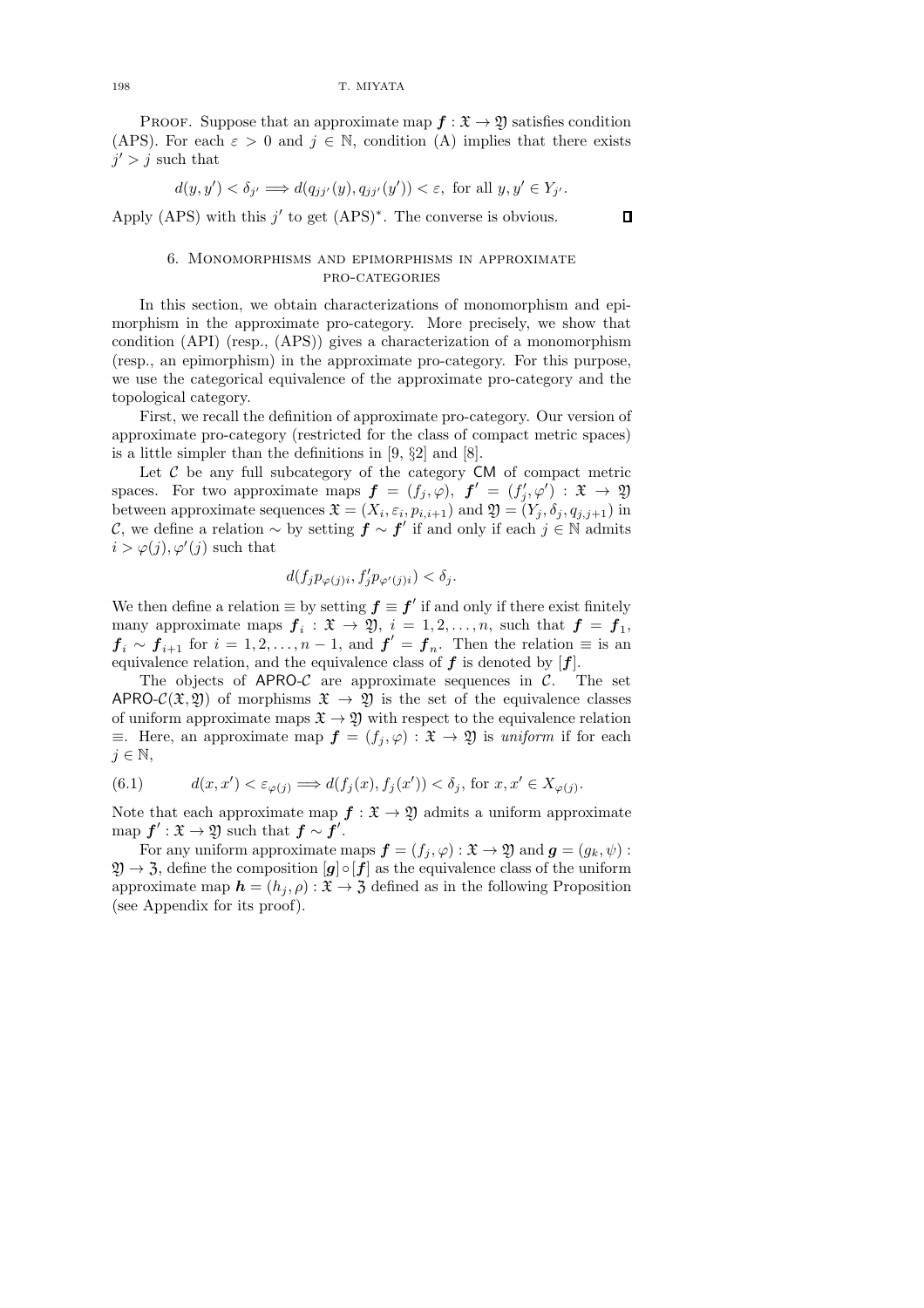Proof. Suppose that an approximate map $\boldsymbol{f} : \mathfrak{X} \to \mathfrak{Y}$ satisfies condition (APS). For each $\varepsilon > 0$ and $j \in \mathbb{N}$, condition (A) implies that there exists $j' > j$ such that

$$d(y, y') < \delta_{j'} \Longrightarrow d(q_{jj'}(y), q_{jj'}(y')) < \varepsilon, \text{ for all } y, y' \in Y_{j'}.$$

Apply (APS) with this $j'$ to get (APS)$^*$. The converse is obvious. ∎

## 6. Monomorphisms and epimorphisms in approximate pro-categories

In this section, we obtain characterizations of monomorphism and epimorphism in the approximate pro-category. More precisely, we show that condition (API) (resp., (APS)) gives a characterization of a monomorphism (resp., an epimorphism) in the approximate pro-category. For this purpose, we use the categorical equivalence of the approximate pro-category and the topological category.

First, we recall the definition of approximate pro-category. Our version of approximate pro-category (restricted for the class of compact metric spaces) is a little simpler than the definitions in [9, §2] and [8].

Let $\mathcal{C}$ be any full subcategory of the category $\mathsf{CM}$ of compact metric spaces. For two approximate maps $\boldsymbol{f} = (f_j, \varphi)$, $\boldsymbol{f}' = (f'_j, \varphi') : \mathfrak{X} \to \mathfrak{Y}$ between approximate sequences $\mathfrak{X} = (X_i, \varepsilon_i, p_{i,i+1})$ and $\mathfrak{Y} = (Y_j, \delta_j, q_{j,j+1})$ in $\mathcal{C}$, we define a relation $\sim$ by setting $\boldsymbol{f} \sim \boldsymbol{f}'$ if and only if each $j \in \mathbb{N}$ admits $i > \varphi(j), \varphi'(j)$ such that

$$d(f_j p_{\varphi(j)i}, f'_j p_{\varphi'(j)i}) < \delta_j.$$

We then define a relation $\equiv$ by setting $\boldsymbol{f} \equiv \boldsymbol{f}'$ if and only if there exist finitely many approximate maps $\boldsymbol{f}_i : \mathfrak{X} \to \mathfrak{Y}$, $i = 1, 2, \ldots, n$, such that $\boldsymbol{f} = \boldsymbol{f}_1$, $\boldsymbol{f}_i \sim \boldsymbol{f}_{i+1}$ for $i = 1, 2, \ldots, n-1$, and $\boldsymbol{f}' = \boldsymbol{f}_n$. Then the relation $\equiv$ is an equivalence relation, and the equivalence class of $\boldsymbol{f}$ is denoted by $[\boldsymbol{f}]$.

The objects of $\mathsf{APRO}\text{-}\mathcal{C}$ are approximate sequences in $\mathcal{C}$. The set $\mathsf{APRO}\text{-}\mathcal{C}(\mathfrak{X}, \mathfrak{Y})$ of morphisms $\mathfrak{X} \to \mathfrak{Y}$ is the set of the equivalence classes of uniform approximate maps $\mathfrak{X} \to \mathfrak{Y}$ with respect to the equivalence relation $\equiv$. Here, an approximate map $\boldsymbol{f} = (f_j, \varphi) : \mathfrak{X} \to \mathfrak{Y}$ is *uniform* if for each $j \in \mathbb{N}$,

$$d(x, x') < \varepsilon_{\varphi(j)} \Longrightarrow d(f_j(x), f_j(x')) < \delta_j, \text{ for } x, x' \in X_{\varphi(j)}. \tag{6.1}$$

Note that each approximate map $\boldsymbol{f} : \mathfrak{X} \to \mathfrak{Y}$ admits a uniform approximate map $\boldsymbol{f}' : \mathfrak{X} \to \mathfrak{Y}$ such that $\boldsymbol{f} \sim \boldsymbol{f}'$.

For any uniform approximate maps $\boldsymbol{f} = (f_j, \varphi) : \mathfrak{X} \to \mathfrak{Y}$ and $\boldsymbol{g} = (g_k, \psi) : \mathfrak{Y} \to \mathfrak{Z}$, define the composition $[\boldsymbol{g}] \circ [\boldsymbol{f}]$ as the equivalence class of the uniform approximate map $\boldsymbol{h} = (h_j, \rho) : \mathfrak{X} \to \mathfrak{Z}$ defined as in the following Proposition (see Appendix for its proof).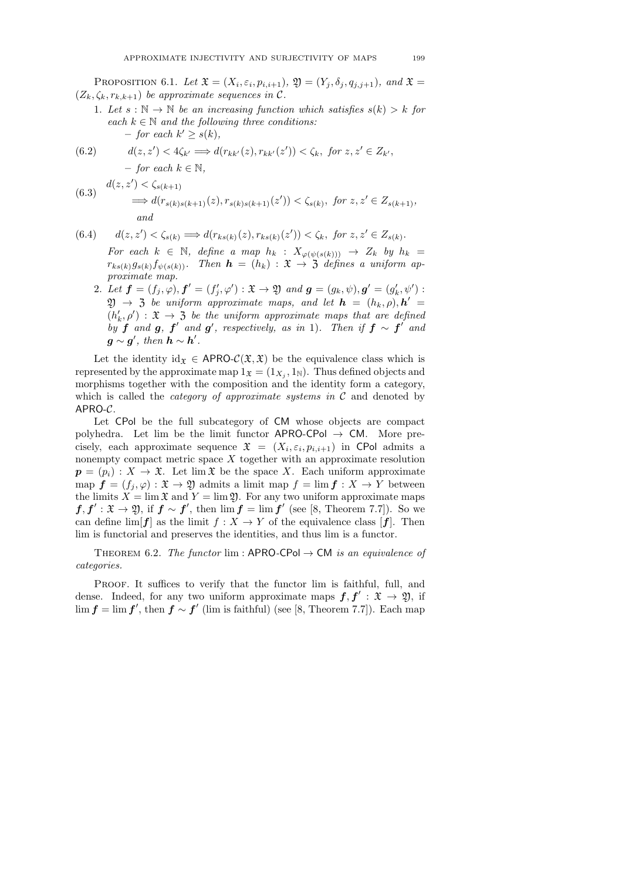PROPOSITION 6.1. *Let $\mathfrak{X} = (X_i, \varepsilon_i, p_{i,i+1})$, $\mathfrak{Y} = (Y_j, \delta_j, q_{j,j+1})$, and $\mathfrak{X} = (Z_k, \zeta_k, r_{k,k+1})$ be approximate sequences in $\mathcal{C}$.*

1. *Let $s : \mathbb{N} \to \mathbb{N}$ be an increasing function which satisfies $s(k) > k$ for each $k \in \mathbb{N}$ and the following three conditions:*
   - *for each $k' \geq s(k)$,*

$$d(z, z') < 4\zeta_{k'} \Longrightarrow d(r_{kk'}(z), r_{kk'}(z')) < \zeta_k, \text{ for } z, z' \in Z_{k'}, \tag{6.2}$$

   - *for each $k \in \mathbb{N}$,*

$$d(z, z') < \zeta_{s(k+1)} \Longrightarrow d(r_{s(k)s(k+1)}(z), r_{s(k)s(k+1)}(z')) < \zeta_{s(k)}, \text{ for } z, z' \in Z_{s(k+1)}, \tag{6.3}$$

   *and*

$$d(z, z') < \zeta_{s(k)} \Longrightarrow d(r_{ks(k)}(z), r_{ks(k)}(z')) < \zeta_k, \text{ for } z, z' \in Z_{s(k)}. \tag{6.4}$$

   *For each $k \in \mathbb{N}$, define a map $h_k : X_{\varphi(\psi(s(k)))} \to Z_k$ by $h_k = r_{ks(k)} g_{s(k)} f_{\psi(s(k))}$. Then $\boldsymbol{h} = (h_k) : \mathfrak{X} \to \mathfrak{Z}$ defines a uniform approximate map.*

2. *Let $\boldsymbol{f} = (f_j, \varphi), \boldsymbol{f}' = (f'_j, \varphi') : \mathfrak{X} \to \mathfrak{Y}$ and $\boldsymbol{g} = (g_k, \psi), \boldsymbol{g}' = (g'_k, \psi') : \mathfrak{Y} \to \mathfrak{Z}$ be uniform approximate maps, and let $\boldsymbol{h} = (h_k, \rho), \boldsymbol{h}' = (h'_k, \rho') : \mathfrak{X} \to \mathfrak{Z}$ be the uniform approximate maps that are defined by $\boldsymbol{f}$ and $\boldsymbol{g}$, $\boldsymbol{f}'$ and $\boldsymbol{g}'$, respectively, as in 1). Then if $\boldsymbol{f} \sim \boldsymbol{f}'$ and $\boldsymbol{g} \sim \boldsymbol{g}'$, then $\boldsymbol{h} \sim \boldsymbol{h}'$.*

Let the identity $\mathrm{id}_{\mathfrak{X}} \in \mathsf{APRO}\text{-}\mathcal{C}(\mathfrak{X}, \mathfrak{X})$ be the equivalence class which is represented by the approximate map $1_{\mathfrak{X}} = (1_{X_j}, 1_{\mathbb{N}})$. Thus defined objects and morphisms together with the composition and the identity form a category, which is called the *category of approximate systems in* $\mathcal{C}$ and denoted by $\mathsf{APRO}\text{-}\mathcal{C}$.

Let $\mathsf{CPol}$ be the full subcategory of $\mathsf{CM}$ whose objects are compact polyhedra. Let lim be the limit functor $\mathsf{APRO}\text{-}\mathsf{CPol} \to \mathsf{CM}$. More precisely, each approximate sequence $\mathfrak{X} = (X_i, \varepsilon_i, p_{i,i+1})$ in $\mathsf{CPol}$ admits a nonempty compact metric space $X$ together with an approximate resolution $\boldsymbol{p} = (p_i) : X \to \mathfrak{X}$. Let $\lim \mathfrak{X}$ be the space $X$. Each uniform approximate map $\boldsymbol{f} = (f_j, \varphi) : \mathfrak{X} \to \mathfrak{Y}$ admits a limit map $f = \lim \boldsymbol{f} : X \to Y$ between the limits $X = \lim \mathfrak{X}$ and $Y = \lim \mathfrak{Y}$. For any two uniform approximate maps $\boldsymbol{f}, \boldsymbol{f}' : \mathfrak{X} \to \mathfrak{Y}$, if $\boldsymbol{f} \sim \boldsymbol{f}'$, then $\lim \boldsymbol{f} = \lim \boldsymbol{f}'$ (see [8, Theorem 7.7]). So we can define $\lim[\boldsymbol{f}]$ as the limit $f : X \to Y$ of the equivalence class $[\boldsymbol{f}]$. Then lim is functorial and preserves the identities, and thus lim is a functor.

THEOREM 6.2. *The functor* $\lim : \mathsf{APRO}\text{-}\mathsf{CPol} \to \mathsf{CM}$ *is an equivalence of categories.*

PROOF. It suffices to verify that the functor lim is faithful, full, and dense. Indeed, for any two uniform approximate maps $\boldsymbol{f}, \boldsymbol{f}' : \mathfrak{X} \to \mathfrak{Y}$, if $\lim \boldsymbol{f} = \lim \boldsymbol{f}'$, then $\boldsymbol{f} \sim \boldsymbol{f}'$ (lim is faithful) (see [8, Theorem 7.7]). Each map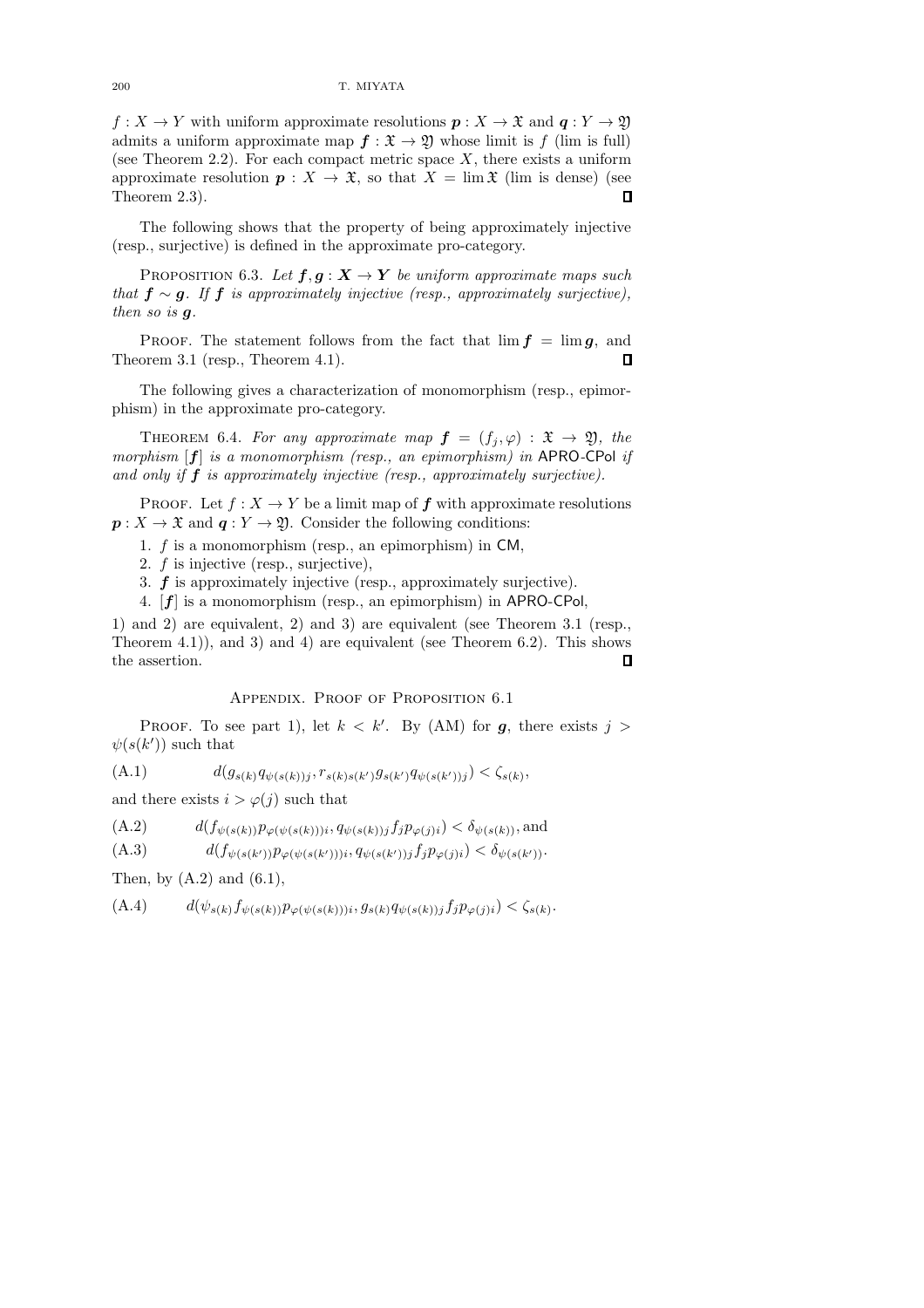$f : X \to Y$ with uniform approximate resolutions $\boldsymbol{p} : X \to \mathfrak{X}$ and $\boldsymbol{q} : Y \to \mathfrak{Y}$ admits a uniform approximate map $\boldsymbol{f} : \mathfrak{X} \to \mathfrak{Y}$ whose limit is $f$ (lim is full) (see Theorem 2.2). For each compact metric space $X$, there exists a uniform approximate resolution $\boldsymbol{p} : X \to \mathfrak{X}$, so that $X = \lim \mathfrak{X}$ (lim is dense) (see Theorem 2.3). ◻

The following shows that the property of being approximately injective (resp., surjective) is defined in the approximate pro-category.

Proposition 6.3. *Let $\boldsymbol{f}, \boldsymbol{g} : \boldsymbol{X} \to \boldsymbol{Y}$ be uniform approximate maps such that $\boldsymbol{f} \sim \boldsymbol{g}$. If $\boldsymbol{f}$ is approximately injective (resp., approximately surjective), then so is $\boldsymbol{g}$.*

Proof. The statement follows from the fact that $\lim \boldsymbol{f} = \lim \boldsymbol{g}$, and Theorem 3.1 (resp., Theorem 4.1). ◻

The following gives a characterization of monomorphism (resp., epimorphism) in the approximate pro-category.

Theorem 6.4. *For any approximate map $\boldsymbol{f} = (f_j, \varphi) : \mathfrak{X} \to \mathfrak{Y}$, the morphism $[\boldsymbol{f}]$ is a monomorphism (resp., an epimorphism) in* APRO-CPol *if and only if $\boldsymbol{f}$ is approximately injective (resp., approximately surjective).*

Proof. Let $f : X \to Y$ be a limit map of $\boldsymbol{f}$ with approximate resolutions $\boldsymbol{p} : X \to \mathfrak{X}$ and $\boldsymbol{q} : Y \to \mathfrak{Y}$. Consider the following conditions:

1. $f$ is a monomorphism (resp., an epimorphism) in CM,
2. $f$ is injective (resp., surjective),
3. $\boldsymbol{f}$ is approximately injective (resp., approximately surjective).
4. $[\boldsymbol{f}]$ is a monomorphism (resp., an epimorphism) in APRO-CPol,

1) and 2) are equivalent, 2) and 3) are equivalent (see Theorem 3.1 (resp., Theorem 4.1)), and 3) and 4) are equivalent (see Theorem 6.2). This shows the assertion. ◻

## Appendix. Proof of Proposition 6.1

Proof. To see part 1), let $k < k'$. By (AM) for $\boldsymbol{g}$, there exists $j > \psi(s(k'))$ such that

$$d(g_{s(k)}q_{\psi(s(k))j}, r_{s(k)s(k')}g_{s(k')}q_{\psi(s(k'))j}) < \zeta_{s(k)}, \tag{A.1}$$

and there exists $i > \varphi(j)$ such that

$$d(f_{\psi(s(k))}p_{\varphi(\psi(s(k)))i}, q_{\psi(s(k))j}f_j p_{\varphi(j)i}) < \delta_{\psi(s(k))}, \text{and} \tag{A.2}$$

$$d(f_{\psi(s(k'))}p_{\varphi(\psi(s(k')))i}, q_{\psi(s(k'))j}f_j p_{\varphi(j)i}) < \delta_{\psi(s(k'))}. \tag{A.3}$$

Then, by (A.2) and (6.1),

$$d(\psi_{s(k)}f_{\psi(s(k))}p_{\varphi(\psi(s(k)))i}, g_{s(k)}q_{\psi(s(k))j}f_j p_{\varphi(j)i}) < \zeta_{s(k)}. \tag{A.4}$$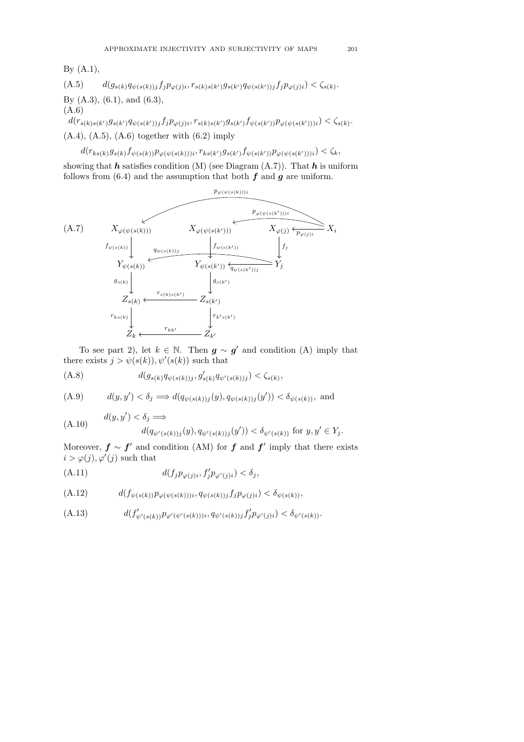By (A.1),

$$d(g_{s(k)}q_{\psi(s(k))j}f_jp_{\varphi(j)i}, r_{s(k)s(k')}g_{s(k')}q_{\psi(s(k'))j}f_jp_{\varphi(j)i}) < \zeta_{s(k)}. \tag{A.5}$$

By (A.3), (6.1), and (6.3),

$$d(r_{s(k)s(k')}g_{s(k')}q_{\psi(s(k'))j}f_jp_{\varphi(j)i}, r_{s(k)s(k')}g_{s(k')}f_{\psi(s(k'))}p_{\varphi(\psi(s(k')))i}) < \zeta_{s(k)}. \tag{A.6}$$

(A.4), (A.5), (A.6) together with (6.2) imply

$$d(r_{ks(k)}g_{s(k)}f_{\psi(s(k))}p_{\varphi(\psi(s(k)))i}, r_{ks(k')}g_{s(k')}f_{\psi(s(k'))}p_{\varphi(\psi(s(k')))i}) < \zeta_k,$$

showing that $\boldsymbol{h}$ satisfies condition (M) (see Diagram (A.7)). That $\boldsymbol{h}$ is uniform follows from (6.4) and the assumption that both $\boldsymbol{f}$ and $\boldsymbol{g}$ are uniform.

(A.7)

$$\begin{array}{ccccccc}
X_{\varphi(\psi(s(k)))} & & X_{\varphi(\psi(s(k')))} & & X_{\varphi(j)} & \xleftarrow{p_{\varphi(j)i}} & X_i \\
\downarrow f_{\psi(s(k))} & & \downarrow f_{\psi(s(k'))} & & \downarrow f_j & & \\
Y_{\psi(s(k))} & & Y_{\psi(s(k'))} & \xleftarrow{q_{\psi(s(k'))j}} & Y_j & & \\
\downarrow g_{s(k)} & & \downarrow g_{s(k')} & & & & \\
Z_{s(k)} & \xleftarrow{r_{s(k)s(k')}} & Z_{s(k')} & & & & \\
\downarrow r_{ks(k)} & & \downarrow r_{k's(k')} & & & & \\
Z_k & \xleftarrow{r_{kk'}} & Z_{k'} & & & &
\end{array}$$

with additional arrows $p_{\varphi(\psi(s(k)))i}: X_i \to X_{\varphi(\psi(s(k)))}$, $p_{\varphi(\psi(s(k')))i}: X_i \to X_{\varphi(\psi(s(k')))}$, and $q_{\psi(s(k))j}: Y_j \to Y_{\psi(s(k))}$.

To see part 2), let $k \in \mathbb{N}$. Then $\boldsymbol{g} \sim \boldsymbol{g}'$ and condition (A) imply that there exists $j > \psi(s(k)), \psi'(s(k))$ such that

$$d(g_{s(k)}q_{\psi(s(k))j}, g'_{s(k)}q_{\psi'(s(k))j}) < \zeta_{s(k)}, \tag{A.8}$$

$$d(y,y') < \delta_j \Longrightarrow d(q_{\psi(s(k))j}(y), q_{\psi(s(k))j}(y')) < \delta_{\psi(s(k))}, \text{ and} \tag{A.9}$$

$$d(y,y') < \delta_j \Longrightarrow d(q_{\psi'(s(k))j}(y), q_{\psi'(s(k))j}(y')) < \delta_{\psi'(s(k))} \text{ for } y, y' \in Y_j. \tag{A.10}$$

Moreover, $\boldsymbol{f} \sim \boldsymbol{f}'$ and condition (AM) for $\boldsymbol{f}$ and $\boldsymbol{f}'$ imply that there exists $i > \varphi(j), \varphi'(j)$ such that

$$d(f_jp_{\varphi(j)i}, f'_jp_{\varphi'(j)i}) < \delta_j, \tag{A.11}$$

$$d(f_{\psi(s(k))}p_{\varphi(\psi(s(k)))i}, q_{\psi(s(k))j}f_jp_{\varphi(j)i}) < \delta_{\psi(s(k))}, \tag{A.12}$$

$$d(f'_{\psi'(s(k))}p_{\varphi'(\psi'(s(k)))i}, q_{\psi'(s(k))j}f'_jp_{\varphi'(j)i}) < \delta_{\psi'(s(k))}. \tag{A.13}$$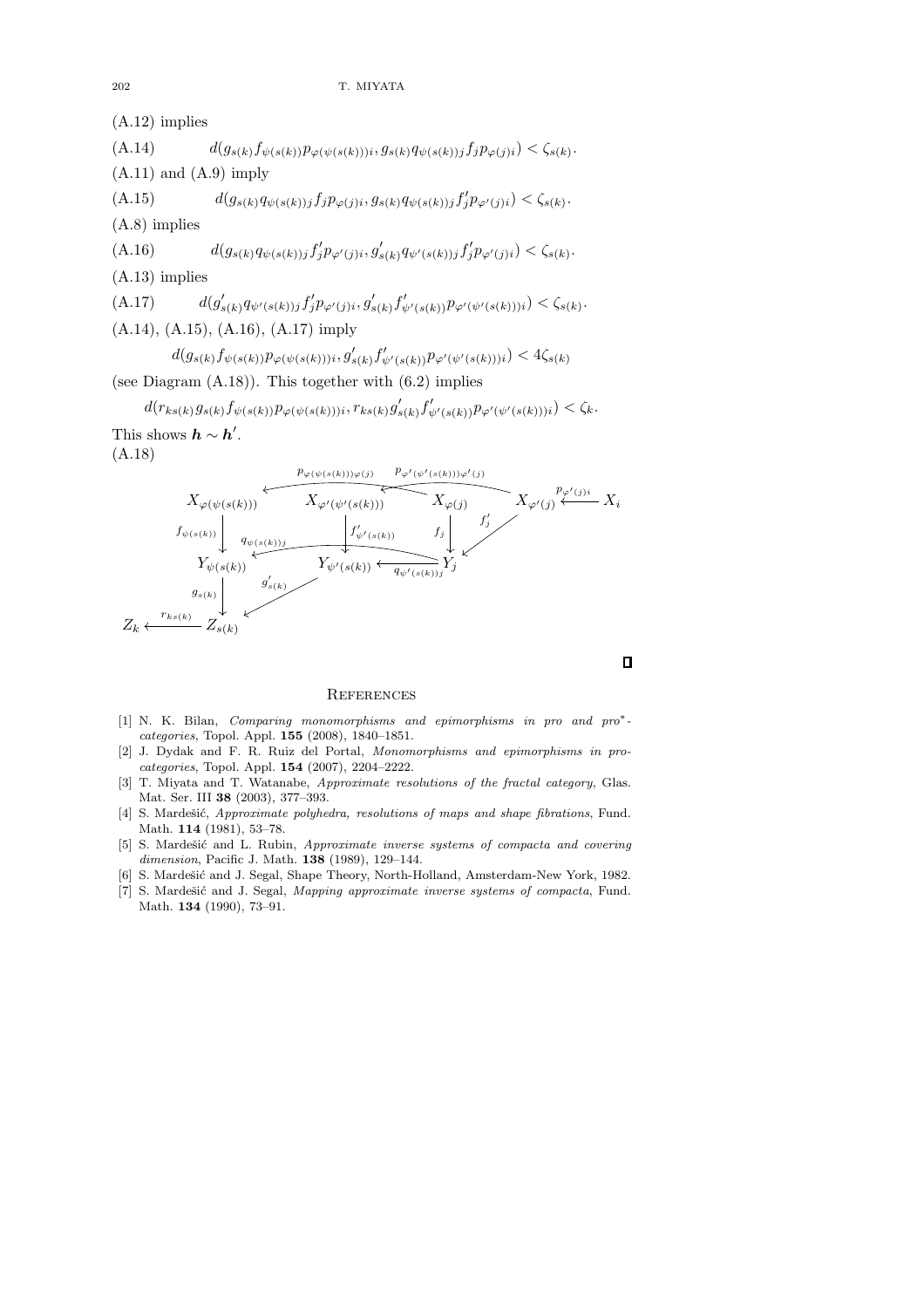(A.12) implies

$$d(g_{s(k)}f_{\psi(s(k))}p_{\varphi(\psi(s(k)))i}, g_{s(k)}q_{\psi(s(k))j}f_j p_{\varphi(j)i}) < \zeta_{s(k)}. \tag{A.14}$$

(A.11) and (A.9) imply

$$d(g_{s(k)}q_{\psi(s(k))j}f_j p_{\varphi(j)i}, g_{s(k)}q_{\psi(s(k))j}f'_j p_{\varphi'(j)i}) < \zeta_{s(k)}. \tag{A.15}$$

(A.8) implies

$$d(g_{s(k)}q_{\psi(s(k))j}f'_j p_{\varphi'(j)i}, g'_{s(k)}q_{\psi'(s(k))j}f'_j p_{\varphi'(j)i}) < \zeta_{s(k)}. \tag{A.16}$$

(A.13) implies

$$d(g'_{s(k)}q_{\psi'(s(k))j}f'_j p_{\varphi'(j)i}, g'_{s(k)}f'_{\psi'(s(k))}p_{\varphi'(\psi'(s(k)))i}) < \zeta_{s(k)}. \tag{A.17}$$

(A.14), (A.15), (A.16), (A.17) imply

$$d(g_{s(k)}f_{\psi(s(k))}p_{\varphi(\psi(s(k)))i}, g'_{s(k)}f'_{\psi'(s(k))}p_{\varphi'(\psi'(s(k)))i}) < 4\zeta_{s(k)}$$

(see Diagram (A.18)). This together with (6.2) implies

$$d(r_{ks(k)}g_{s(k)}f_{\psi(s(k))}p_{\varphi(\psi(s(k)))i}, r_{ks(k)}g'_{s(k)}f'_{\psi'(s(k))}p_{\varphi'(\psi'(s(k)))i}) < \zeta_k.$$

This shows $\boldsymbol{h} \sim \boldsymbol{h}'$.

(A.18)

$X_{\varphi(\psi(s(k)))}$ $\xleftarrow{p_{\varphi(\psi(s(k)))\varphi(j)}}$ $X_{\varphi(j)}$, $X_{\varphi'(\psi'(s(k)))}$ $\xleftarrow{p_{\varphi'(\psi'(s(k)))\varphi'(j)}}$ $X_{\varphi'(j)}$ $\xleftarrow{p_{\varphi'(j)i}}$ $X_i$

$f_{\psi(s(k))}: X_{\varphi(\psi(s(k)))} \to Y_{\psi(s(k))}$, $f'_{\psi'(s(k))}: X_{\varphi'(\psi'(s(k)))} \to Y_{\psi'(s(k))}$, $f_j: X_{\varphi(j)} \to Y_j$, $f'_j: X_{\varphi'(j)} \to Y_j$

$Y_{\psi(s(k))} \xleftarrow{q_{\psi(s(k))j}} Y_j$, $Y_{\psi'(s(k))} \xleftarrow{q_{\psi'(s(k))j}} Y_j$

$g_{s(k)}: Y_{\psi(s(k))} \to Z_{s(k)}$, $g'_{s(k)}: Y_{\psi'(s(k))} \to Z_{s(k)}$

$Z_k \xleftarrow{r_{ks(k)}} Z_{s(k)}$

∎

## References

[1] N. K. Bilan, *Comparing monomorphisms and epimorphisms in pro and pro\*-categories*, Topol. Appl. **155** (2008), 1840–1851.

[2] J. Dydak and F. R. Ruiz del Portal, *Monomorphisms and epimorphisms in pro-categories*, Topol. Appl. **154** (2007), 2204–2222.

[3] T. Miyata and T. Watanabe, *Approximate resolutions of the fractal category*, Glas. Mat. Ser. III **38** (2003), 377–393.

[4] S. Mardešić, *Approximate polyhedra, resolutions of maps and shape fibrations*, Fund. Math. **114** (1981), 53–78.

[5] S. Mardešić and L. Rubin, *Approximate inverse systems of compacta and covering dimension*, Pacific J. Math. **138** (1989), 129–144.

[6] S. Mardešić and J. Segal, Shape Theory, North-Holland, Amsterdam-New York, 1982.

[7] S. Mardešić and J. Segal, *Mapping approximate inverse systems of compacta*, Fund. Math. **134** (1990), 73–91.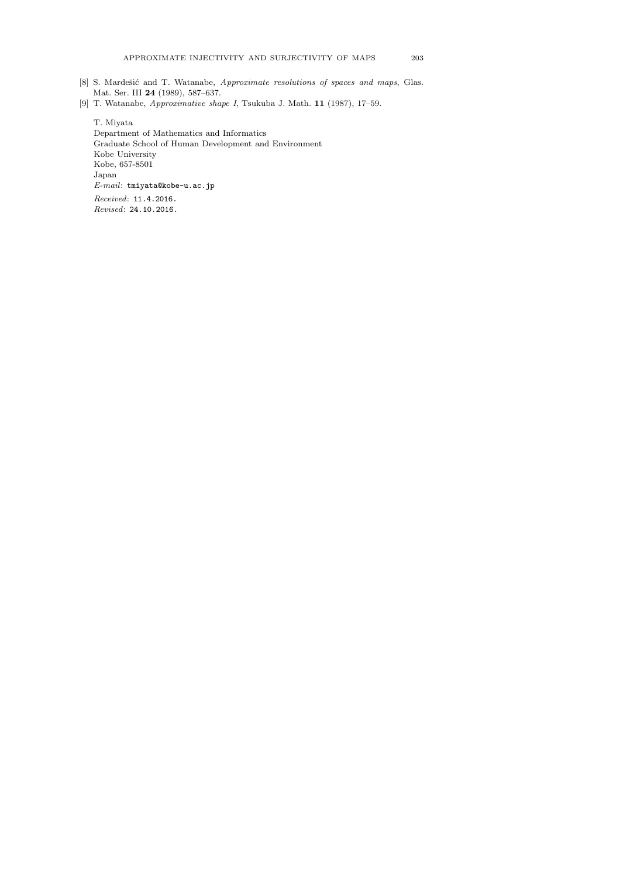[8] S. Mardešić and T. Watanabe, *Approximate resolutions of spaces and maps*, Glas. Mat. Ser. III **24** (1989), 587–637.

[9] T. Watanabe, *Approximative shape I*, Tsukuba J. Math. **11** (1987), 17–59.

T. Miyata
Department of Mathematics and Informatics
Graduate School of Human Development and Environment
Kobe University
Kobe, 657-8501
Japan
*E-mail*: `tmiyata@kobe-u.ac.jp`

*Received*: `11.4.2016.`
*Revised*: `24.10.2016.`